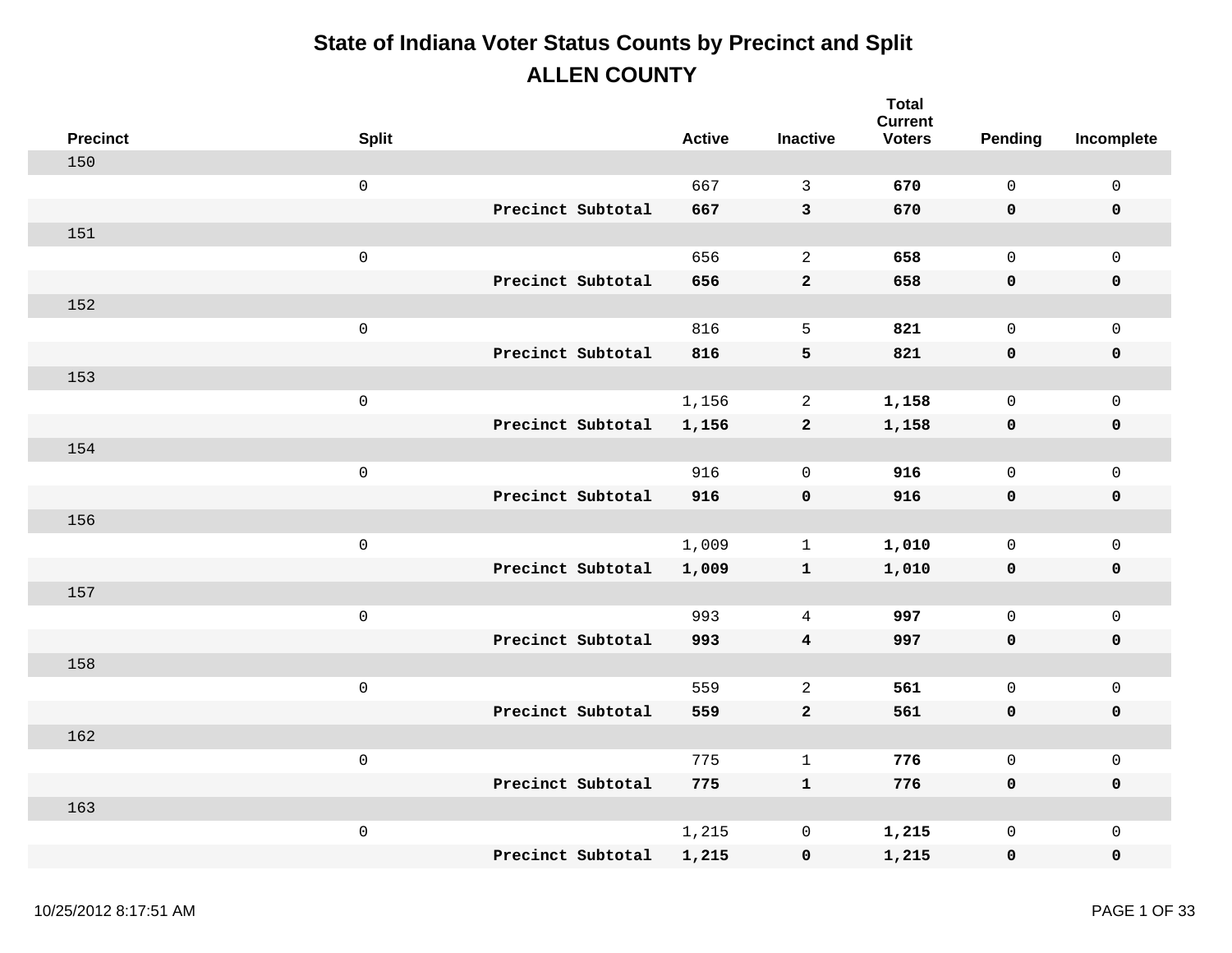# State of Indiana Voter Status Counts by Precinct and Split

## ALLEN COUNTY

| Precinct | Split | | Active | Inactive | Total Current Voters | Pending | Incomplete |
|---|---|---|---|---|---|---|---|
| 150 | | | | | | | |
| | 0 | | 667 | 3 | **670** | 0 | 0 |
| | | **Precinct Subtotal** | **667** | **3** | **670** | **0** | **0** |
| 151 | | | | | | | |
| | 0 | | 656 | 2 | **658** | 0 | 0 |
| | | **Precinct Subtotal** | **656** | **2** | **658** | **0** | **0** |
| 152 | | | | | | | |
| | 0 | | 816 | 5 | **821** | 0 | 0 |
| | | **Precinct Subtotal** | **816** | **5** | **821** | **0** | **0** |
| 153 | | | | | | | |
| | 0 | | 1,156 | 2 | **1,158** | 0 | 0 |
| | | **Precinct Subtotal** | **1,156** | **2** | **1,158** | **0** | **0** |
| 154 | | | | | | | |
| | 0 | | 916 | 0 | **916** | 0 | 0 |
| | | **Precinct Subtotal** | **916** | **0** | **916** | **0** | **0** |
| 156 | | | | | | | |
| | 0 | | 1,009 | 1 | **1,010** | 0 | 0 |
| | | **Precinct Subtotal** | **1,009** | **1** | **1,010** | **0** | **0** |
| 157 | | | | | | | |
| | 0 | | 993 | 4 | **997** | 0 | 0 |
| | | **Precinct Subtotal** | **993** | **4** | **997** | **0** | **0** |
| 158 | | | | | | | |
| | 0 | | 559 | 2 | **561** | 0 | 0 |
| | | **Precinct Subtotal** | **559** | **2** | **561** | **0** | **0** |
| 162 | | | | | | | |
| | 0 | | 775 | 1 | **776** | 0 | 0 |
| | | **Precinct Subtotal** | **775** | **1** | **776** | **0** | **0** |
| 163 | | | | | | | |
| | 0 | | 1,215 | 0 | **1,215** | 0 | 0 |
| | | **Precinct Subtotal** | **1,215** | **0** | **1,215** | **0** | **0** |

10/25/2012 8:17:51 AM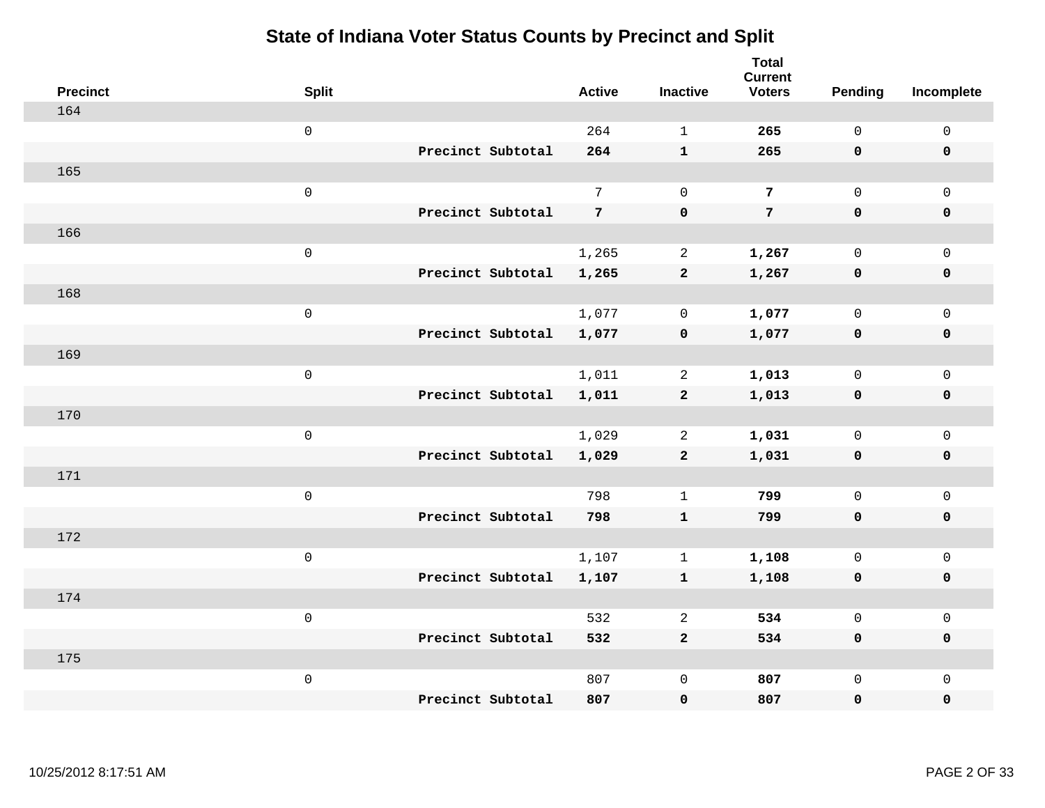# State of Indiana Voter Status Counts by Precinct and Split

| Precinct | Split | | Active | Inactive | Total Current Voters | Pending | Incomplete |
|---|---|---|---|---|---|---|---|
| 164 | | | | | | | |
| | 0 | | 264 | 1 | **265** | 0 | 0 |
| | | **Precinct Subtotal** | **264** | **1** | **265** | **0** | **0** |
| 165 | | | | | | | |
| | 0 | | 7 | 0 | **7** | 0 | 0 |
| | | **Precinct Subtotal** | **7** | **0** | **7** | **0** | **0** |
| 166 | | | | | | | |
| | 0 | | 1,265 | 2 | **1,267** | 0 | 0 |
| | | **Precinct Subtotal** | **1,265** | **2** | **1,267** | **0** | **0** |
| 168 | | | | | | | |
| | 0 | | 1,077 | 0 | **1,077** | 0 | 0 |
| | | **Precinct Subtotal** | **1,077** | **0** | **1,077** | **0** | **0** |
| 169 | | | | | | | |
| | 0 | | 1,011 | 2 | **1,013** | 0 | 0 |
| | | **Precinct Subtotal** | **1,011** | **2** | **1,013** | **0** | **0** |
| 170 | | | | | | | |
| | 0 | | 1,029 | 2 | **1,031** | 0 | 0 |
| | | **Precinct Subtotal** | **1,029** | **2** | **1,031** | **0** | **0** |
| 171 | | | | | | | |
| | 0 | | 798 | 1 | **799** | 0 | 0 |
| | | **Precinct Subtotal** | **798** | **1** | **799** | **0** | **0** |
| 172 | | | | | | | |
| | 0 | | 1,107 | 1 | **1,108** | 0 | 0 |
| | | **Precinct Subtotal** | **1,107** | **1** | **1,108** | **0** | **0** |
| 174 | | | | | | | |
| | 0 | | 532 | 2 | **534** | 0 | 0 |
| | | **Precinct Subtotal** | **532** | **2** | **534** | **0** | **0** |
| 175 | | | | | | | |
| | 0 | | 807 | 0 | **807** | 0 | 0 |
| | | **Precinct Subtotal** | **807** | **0** | **807** | **0** | **0** |

10/25/2012 8:17:51 AM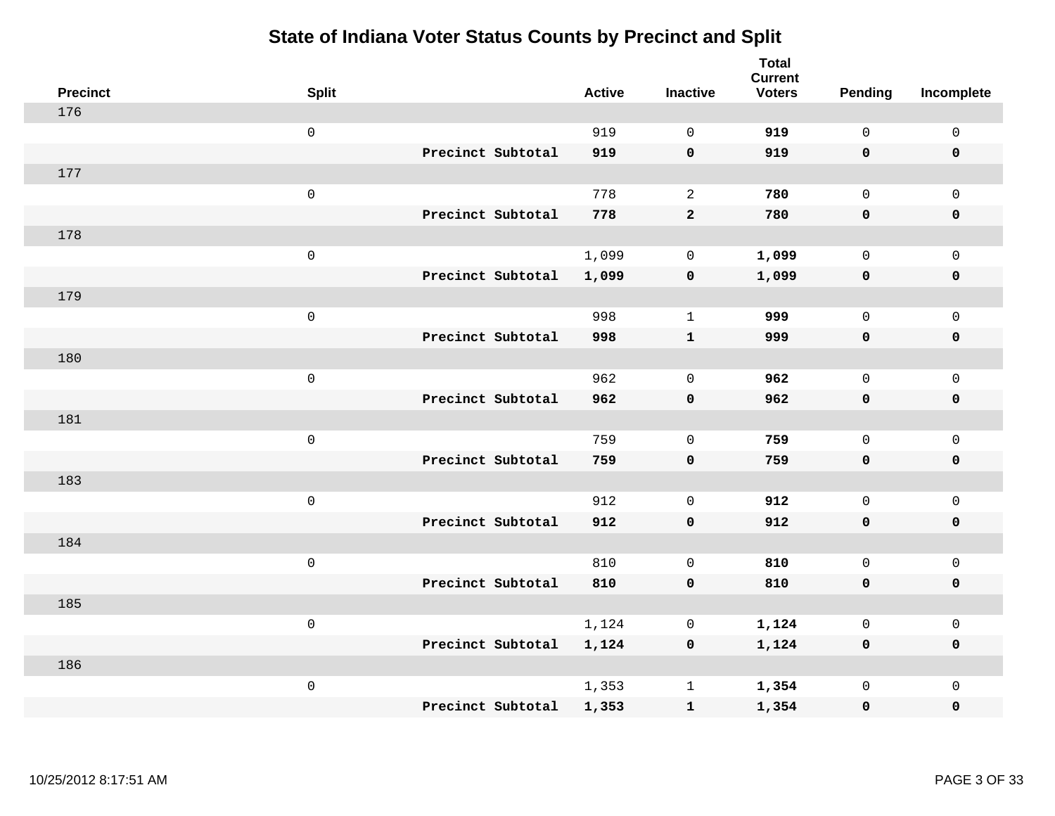# State of Indiana Voter Status Counts by Precinct and Split

| Precinct | Split | | Active | Inactive | Total Current Voters | Pending | Incomplete |
|---|---|---|---|---|---|---|---|
| 176 | | | | | | | |
| | 0 | | 919 | 0 | **919** | 0 | 0 |
| | | **Precinct Subtotal** | **919** | **0** | **919** | **0** | **0** |
| 177 | | | | | | | |
| | 0 | | 778 | 2 | **780** | 0 | 0 |
| | | **Precinct Subtotal** | **778** | **2** | **780** | **0** | **0** |
| 178 | | | | | | | |
| | 0 | | 1,099 | 0 | **1,099** | 0 | 0 |
| | | **Precinct Subtotal** | **1,099** | **0** | **1,099** | **0** | **0** |
| 179 | | | | | | | |
| | 0 | | 998 | 1 | **999** | 0 | 0 |
| | | **Precinct Subtotal** | **998** | **1** | **999** | **0** | **0** |
| 180 | | | | | | | |
| | 0 | | 962 | 0 | **962** | 0 | 0 |
| | | **Precinct Subtotal** | **962** | **0** | **962** | **0** | **0** |
| 181 | | | | | | | |
| | 0 | | 759 | 0 | **759** | 0 | 0 |
| | | **Precinct Subtotal** | **759** | **0** | **759** | **0** | **0** |
| 183 | | | | | | | |
| | 0 | | 912 | 0 | **912** | 0 | 0 |
| | | **Precinct Subtotal** | **912** | **0** | **912** | **0** | **0** |
| 184 | | | | | | | |
| | 0 | | 810 | 0 | **810** | 0 | 0 |
| | | **Precinct Subtotal** | **810** | **0** | **810** | **0** | **0** |
| 185 | | | | | | | |
| | 0 | | 1,124 | 0 | **1,124** | 0 | 0 |
| | | **Precinct Subtotal** | **1,124** | **0** | **1,124** | **0** | **0** |
| 186 | | | | | | | |
| | 0 | | 1,353 | 1 | **1,354** | 0 | 0 |
| | | **Precinct Subtotal** | **1,353** | **1** | **1,354** | **0** | **0** |

10/25/2012 8:17:51 AM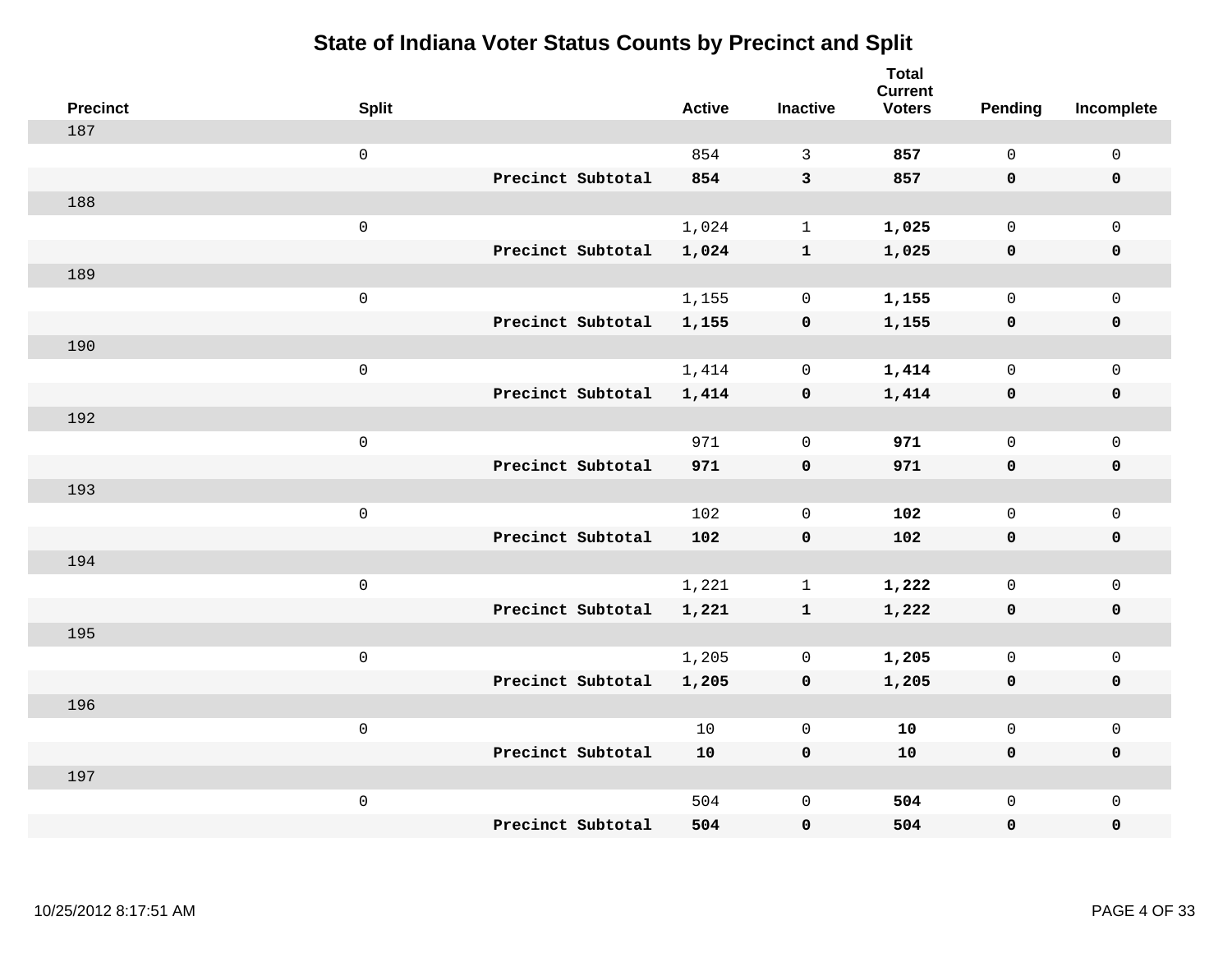# State of Indiana Voter Status Counts by Precinct and Split

| Precinct | Split | | Active | Inactive | Total Current Voters | Pending | Incomplete |
|---|---|---|---|---|---|---|---|
| 187 | | | | | | | |
| | 0 | | 854 | 3 | **857** | 0 | 0 |
| | | **Precinct Subtotal** | **854** | **3** | **857** | **0** | **0** |
| 188 | | | | | | | |
| | 0 | | 1,024 | 1 | **1,025** | 0 | 0 |
| | | **Precinct Subtotal** | **1,024** | **1** | **1,025** | **0** | **0** |
| 189 | | | | | | | |
| | 0 | | 1,155 | 0 | **1,155** | 0 | 0 |
| | | **Precinct Subtotal** | **1,155** | **0** | **1,155** | **0** | **0** |
| 190 | | | | | | | |
| | 0 | | 1,414 | 0 | **1,414** | 0 | 0 |
| | | **Precinct Subtotal** | **1,414** | **0** | **1,414** | **0** | **0** |
| 192 | | | | | | | |
| | 0 | | 971 | 0 | **971** | 0 | 0 |
| | | **Precinct Subtotal** | **971** | **0** | **971** | **0** | **0** |
| 193 | | | | | | | |
| | 0 | | 102 | 0 | **102** | 0 | 0 |
| | | **Precinct Subtotal** | **102** | **0** | **102** | **0** | **0** |
| 194 | | | | | | | |
| | 0 | | 1,221 | 1 | **1,222** | 0 | 0 |
| | | **Precinct Subtotal** | **1,221** | **1** | **1,222** | **0** | **0** |
| 195 | | | | | | | |
| | 0 | | 1,205 | 0 | **1,205** | 0 | 0 |
| | | **Precinct Subtotal** | **1,205** | **0** | **1,205** | **0** | **0** |
| 196 | | | | | | | |
| | 0 | | 10 | 0 | **10** | 0 | 0 |
| | | **Precinct Subtotal** | **10** | **0** | **10** | **0** | **0** |
| 197 | | | | | | | |
| | 0 | | 504 | 0 | **504** | 0 | 0 |
| | | **Precinct Subtotal** | **504** | **0** | **504** | **0** | **0** |

10/25/2012 8:17:51 AM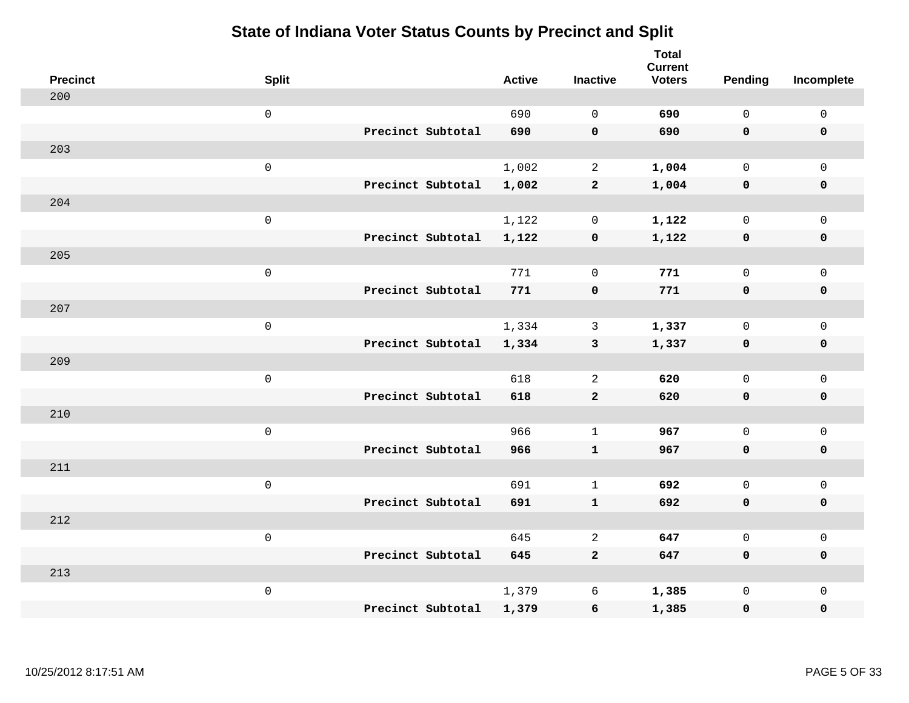# State of Indiana Voter Status Counts by Precinct and Split

| Precinct | Split | | Active | Inactive | Total Current Voters | Pending | Incomplete |
|---|---|---|---|---|---|---|---|
| 200 | | | | | | | |
| | 0 | | 690 | 0 | **690** | 0 | 0 |
| | | **Precinct Subtotal** | **690** | **0** | **690** | **0** | **0** |
| 203 | | | | | | | |
| | 0 | | 1,002 | 2 | **1,004** | 0 | 0 |
| | | **Precinct Subtotal** | **1,002** | **2** | **1,004** | **0** | **0** |
| 204 | | | | | | | |
| | 0 | | 1,122 | 0 | **1,122** | 0 | 0 |
| | | **Precinct Subtotal** | **1,122** | **0** | **1,122** | **0** | **0** |
| 205 | | | | | | | |
| | 0 | | 771 | 0 | **771** | 0 | 0 |
| | | **Precinct Subtotal** | **771** | **0** | **771** | **0** | **0** |
| 207 | | | | | | | |
| | 0 | | 1,334 | 3 | **1,337** | 0 | 0 |
| | | **Precinct Subtotal** | **1,334** | **3** | **1,337** | **0** | **0** |
| 209 | | | | | | | |
| | 0 | | 618 | 2 | **620** | 0 | 0 |
| | | **Precinct Subtotal** | **618** | **2** | **620** | **0** | **0** |
| 210 | | | | | | | |
| | 0 | | 966 | 1 | **967** | 0 | 0 |
| | | **Precinct Subtotal** | **966** | **1** | **967** | **0** | **0** |
| 211 | | | | | | | |
| | 0 | | 691 | 1 | **692** | 0 | 0 |
| | | **Precinct Subtotal** | **691** | **1** | **692** | **0** | **0** |
| 212 | | | | | | | |
| | 0 | | 645 | 2 | **647** | 0 | 0 |
| | | **Precinct Subtotal** | **645** | **2** | **647** | **0** | **0** |
| 213 | | | | | | | |
| | 0 | | 1,379 | 6 | **1,385** | 0 | 0 |
| | | **Precinct Subtotal** | **1,379** | **6** | **1,385** | **0** | **0** |

10/25/2012 8:17:51 AM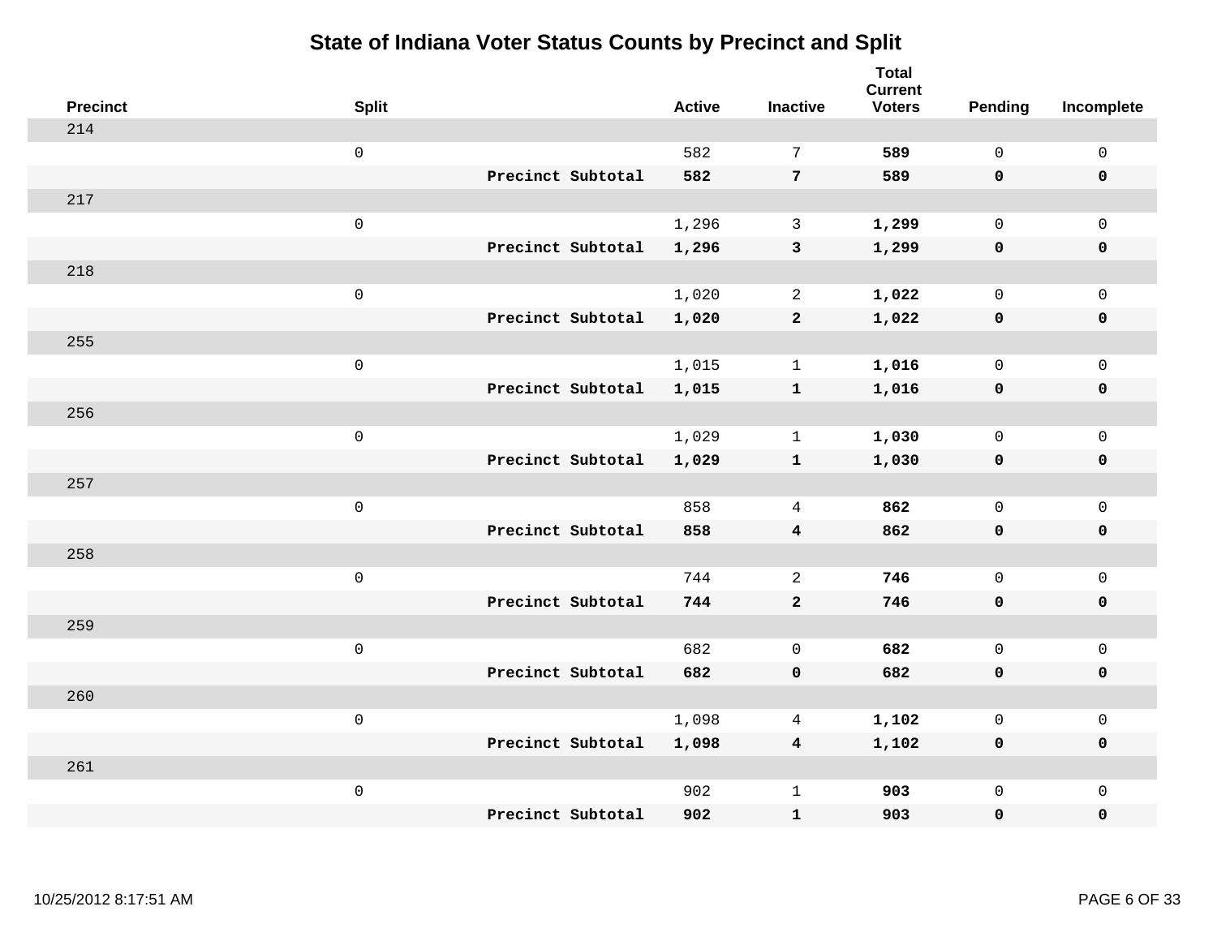# State of Indiana Voter Status Counts by Precinct and Split

| Precinct | Split | | Active | Inactive | Total Current Voters | Pending | Incomplete |
|---|---|---|---|---|---|---|---|
| 214 | | | | | | | |
| | 0 | | 582 | 7 | **589** | 0 | 0 |
| | | **Precinct Subtotal** | **582** | **7** | **589** | **0** | **0** |
| 217 | | | | | | | |
| | 0 | | 1,296 | 3 | **1,299** | 0 | 0 |
| | | **Precinct Subtotal** | **1,296** | **3** | **1,299** | **0** | **0** |
| 218 | | | | | | | |
| | 0 | | 1,020 | 2 | **1,022** | 0 | 0 |
| | | **Precinct Subtotal** | **1,020** | **2** | **1,022** | **0** | **0** |
| 255 | | | | | | | |
| | 0 | | 1,015 | 1 | **1,016** | 0 | 0 |
| | | **Precinct Subtotal** | **1,015** | **1** | **1,016** | **0** | **0** |
| 256 | | | | | | | |
| | 0 | | 1,029 | 1 | **1,030** | 0 | 0 |
| | | **Precinct Subtotal** | **1,029** | **1** | **1,030** | **0** | **0** |
| 257 | | | | | | | |
| | 0 | | 858 | 4 | **862** | 0 | 0 |
| | | **Precinct Subtotal** | **858** | **4** | **862** | **0** | **0** |
| 258 | | | | | | | |
| | 0 | | 744 | 2 | **746** | 0 | 0 |
| | | **Precinct Subtotal** | **744** | **2** | **746** | **0** | **0** |
| 259 | | | | | | | |
| | 0 | | 682 | 0 | **682** | 0 | 0 |
| | | **Precinct Subtotal** | **682** | **0** | **682** | **0** | **0** |
| 260 | | | | | | | |
| | 0 | | 1,098 | 4 | **1,102** | 0 | 0 |
| | | **Precinct Subtotal** | **1,098** | **4** | **1,102** | **0** | **0** |
| 261 | | | | | | | |
| | 0 | | 902 | 1 | **903** | 0 | 0 |
| | | **Precinct Subtotal** | **902** | **1** | **903** | **0** | **0** |

10/25/2012 8:17:51 AM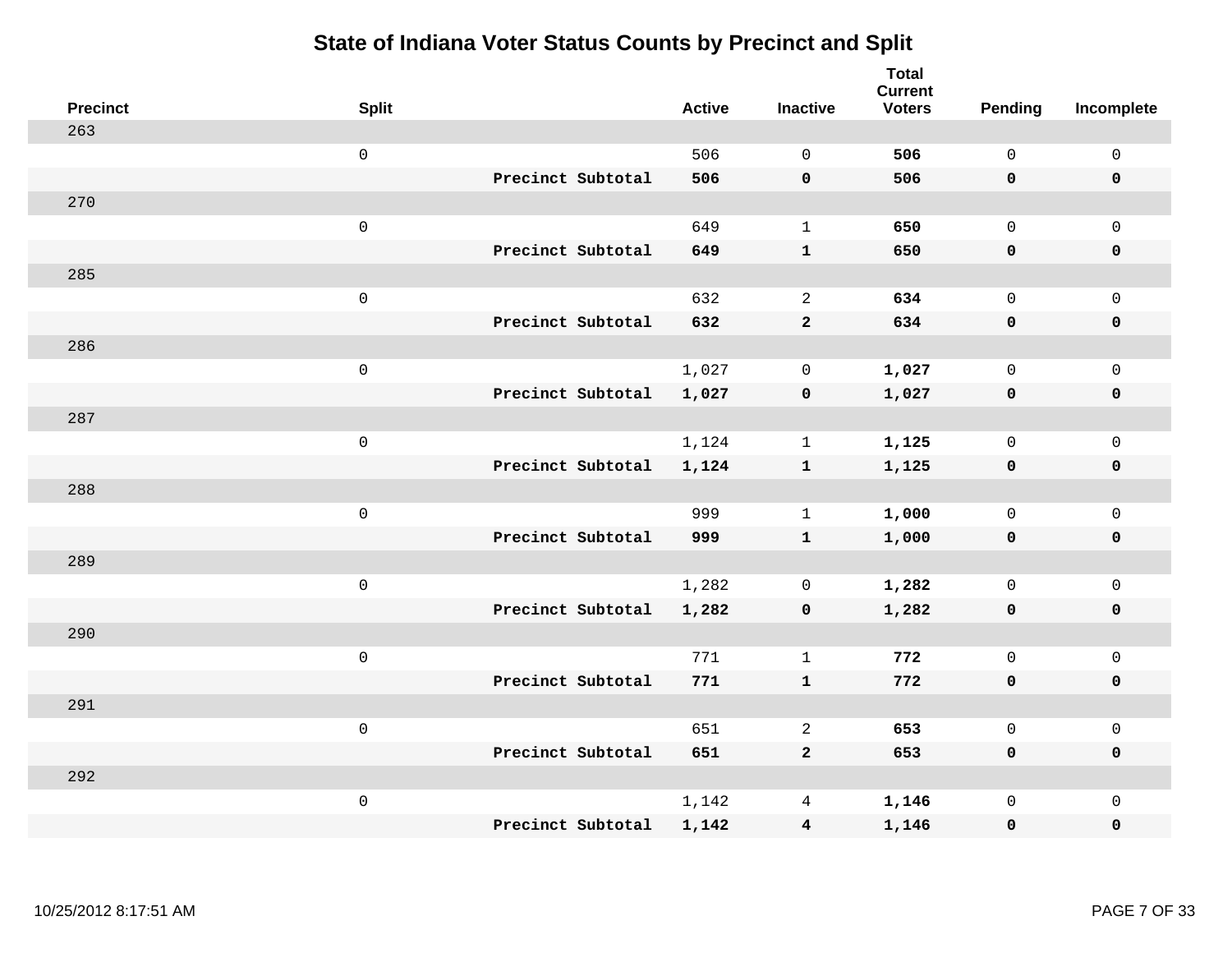# State of Indiana Voter Status Counts by Precinct and Split

| Precinct | Split | | Active | Inactive | Total Current Voters | Pending | Incomplete |
|---|---|---|---|---|---|---|---|
| 263 | | | | | | | |
| | 0 | | 506 | 0 | **506** | 0 | 0 |
| | | **Precinct Subtotal** | **506** | **0** | **506** | **0** | **0** |
| 270 | | | | | | | |
| | 0 | | 649 | 1 | **650** | 0 | 0 |
| | | **Precinct Subtotal** | **649** | **1** | **650** | **0** | **0** |
| 285 | | | | | | | |
| | 0 | | 632 | 2 | **634** | 0 | 0 |
| | | **Precinct Subtotal** | **632** | **2** | **634** | **0** | **0** |
| 286 | | | | | | | |
| | 0 | | 1,027 | 0 | **1,027** | 0 | 0 |
| | | **Precinct Subtotal** | **1,027** | **0** | **1,027** | **0** | **0** |
| 287 | | | | | | | |
| | 0 | | 1,124 | 1 | **1,125** | 0 | 0 |
| | | **Precinct Subtotal** | **1,124** | **1** | **1,125** | **0** | **0** |
| 288 | | | | | | | |
| | 0 | | 999 | 1 | **1,000** | 0 | 0 |
| | | **Precinct Subtotal** | **999** | **1** | **1,000** | **0** | **0** |
| 289 | | | | | | | |
| | 0 | | 1,282 | 0 | **1,282** | 0 | 0 |
| | | **Precinct Subtotal** | **1,282** | **0** | **1,282** | **0** | **0** |
| 290 | | | | | | | |
| | 0 | | 771 | 1 | **772** | 0 | 0 |
| | | **Precinct Subtotal** | **771** | **1** | **772** | **0** | **0** |
| 291 | | | | | | | |
| | 0 | | 651 | 2 | **653** | 0 | 0 |
| | | **Precinct Subtotal** | **651** | **2** | **653** | **0** | **0** |
| 292 | | | | | | | |
| | 0 | | 1,142 | 4 | **1,146** | 0 | 0 |
| | | **Precinct Subtotal** | **1,142** | **4** | **1,146** | **0** | **0** |

10/25/2012 8:17:51 AM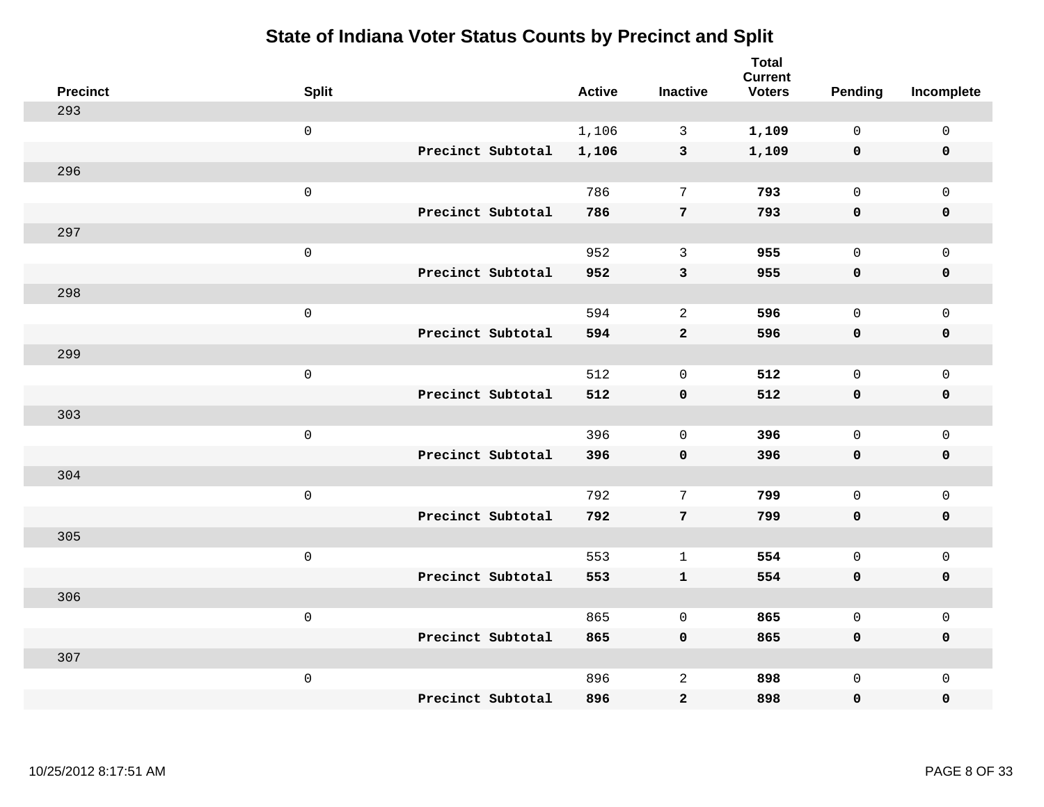# State of Indiana Voter Status Counts by Precinct and Split

| Precinct | Split | | Active | Inactive | Total Current Voters | Pending | Incomplete |
|---|---|---|---|---|---|---|---|
| 293 | | | | | | | |
| | 0 | | 1,106 | 3 | **1,109** | 0 | 0 |
| | | **Precinct Subtotal** | **1,106** | **3** | **1,109** | **0** | **0** |
| 296 | | | | | | | |
| | 0 | | 786 | 7 | **793** | 0 | 0 |
| | | **Precinct Subtotal** | **786** | **7** | **793** | **0** | **0** |
| 297 | | | | | | | |
| | 0 | | 952 | 3 | **955** | 0 | 0 |
| | | **Precinct Subtotal** | **952** | **3** | **955** | **0** | **0** |
| 298 | | | | | | | |
| | 0 | | 594 | 2 | **596** | 0 | 0 |
| | | **Precinct Subtotal** | **594** | **2** | **596** | **0** | **0** |
| 299 | | | | | | | |
| | 0 | | 512 | 0 | **512** | 0 | 0 |
| | | **Precinct Subtotal** | **512** | **0** | **512** | **0** | **0** |
| 303 | | | | | | | |
| | 0 | | 396 | 0 | **396** | 0 | 0 |
| | | **Precinct Subtotal** | **396** | **0** | **396** | **0** | **0** |
| 304 | | | | | | | |
| | 0 | | 792 | 7 | **799** | 0 | 0 |
| | | **Precinct Subtotal** | **792** | **7** | **799** | **0** | **0** |
| 305 | | | | | | | |
| | 0 | | 553 | 1 | **554** | 0 | 0 |
| | | **Precinct Subtotal** | **553** | **1** | **554** | **0** | **0** |
| 306 | | | | | | | |
| | 0 | | 865 | 0 | **865** | 0 | 0 |
| | | **Precinct Subtotal** | **865** | **0** | **865** | **0** | **0** |
| 307 | | | | | | | |
| | 0 | | 896 | 2 | **898** | 0 | 0 |
| | | **Precinct Subtotal** | **896** | **2** | **898** | **0** | **0** |

10/25/2012 8:17:51 AM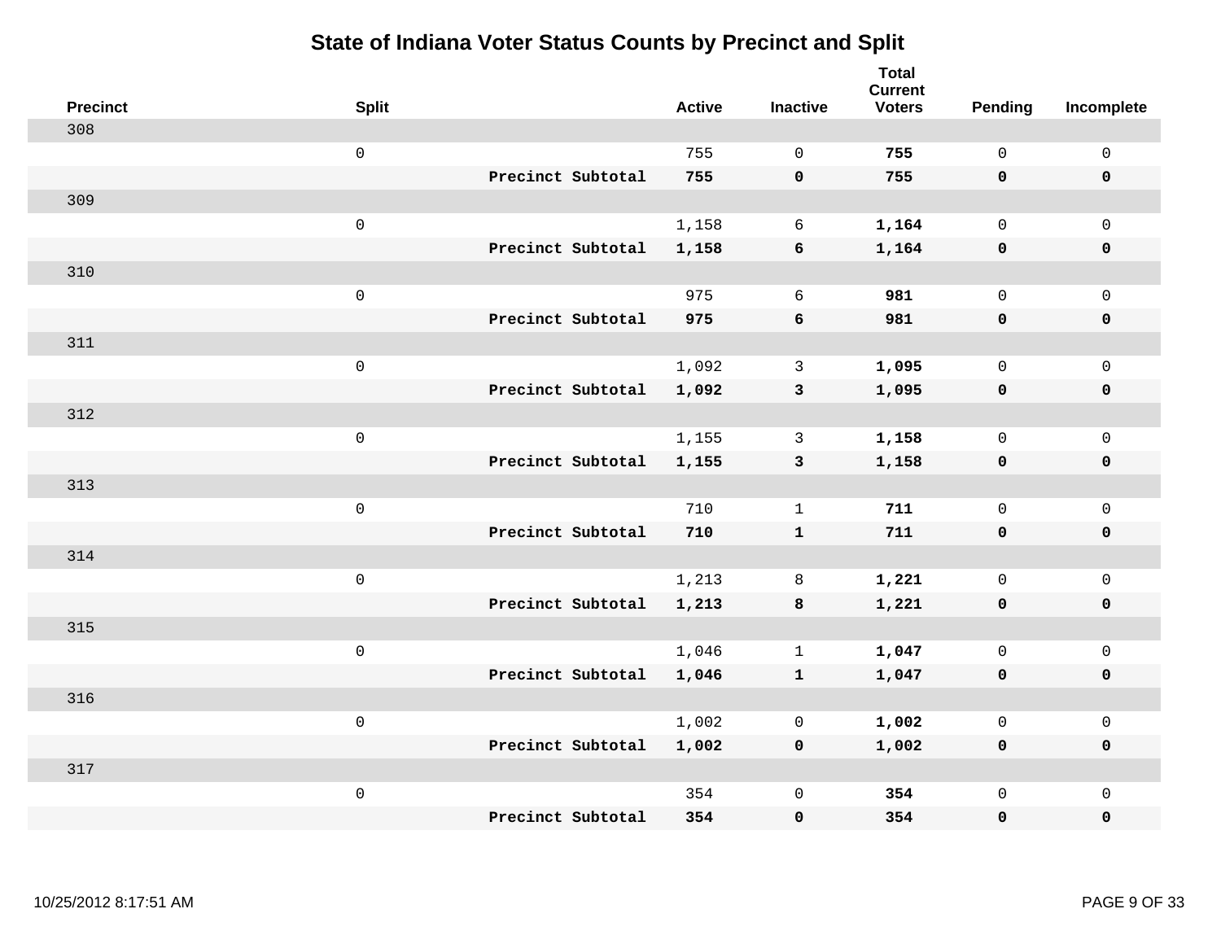# State of Indiana Voter Status Counts by Precinct and Split

| Precinct | Split | | Active | Inactive | Total Current Voters | Pending | Incomplete |
|---|---|---|---|---|---|---|---|
| 308 | | | | | | | |
| | 0 | | 755 | 0 | **755** | 0 | 0 |
| | | **Precinct Subtotal** | **755** | **0** | **755** | **0** | **0** |
| 309 | | | | | | | |
| | 0 | | 1,158 | 6 | **1,164** | 0 | 0 |
| | | **Precinct Subtotal** | **1,158** | **6** | **1,164** | **0** | **0** |
| 310 | | | | | | | |
| | 0 | | 975 | 6 | **981** | 0 | 0 |
| | | **Precinct Subtotal** | **975** | **6** | **981** | **0** | **0** |
| 311 | | | | | | | |
| | 0 | | 1,092 | 3 | **1,095** | 0 | 0 |
| | | **Precinct Subtotal** | **1,092** | **3** | **1,095** | **0** | **0** |
| 312 | | | | | | | |
| | 0 | | 1,155 | 3 | **1,158** | 0 | 0 |
| | | **Precinct Subtotal** | **1,155** | **3** | **1,158** | **0** | **0** |
| 313 | | | | | | | |
| | 0 | | 710 | 1 | **711** | 0 | 0 |
| | | **Precinct Subtotal** | **710** | **1** | **711** | **0** | **0** |
| 314 | | | | | | | |
| | 0 | | 1,213 | 8 | **1,221** | 0 | 0 |
| | | **Precinct Subtotal** | **1,213** | **8** | **1,221** | **0** | **0** |
| 315 | | | | | | | |
| | 0 | | 1,046 | 1 | **1,047** | 0 | 0 |
| | | **Precinct Subtotal** | **1,046** | **1** | **1,047** | **0** | **0** |
| 316 | | | | | | | |
| | 0 | | 1,002 | 0 | **1,002** | 0 | 0 |
| | | **Precinct Subtotal** | **1,002** | **0** | **1,002** | **0** | **0** |
| 317 | | | | | | | |
| | 0 | | 354 | 0 | **354** | 0 | 0 |
| | | **Precinct Subtotal** | **354** | **0** | **354** | **0** | **0** |

10/25/2012 8:17:51 AM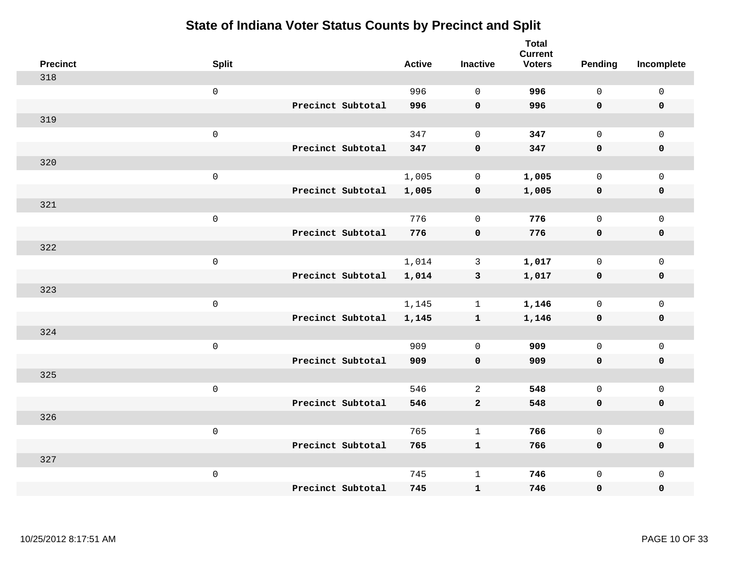# State of Indiana Voter Status Counts by Precinct and Split

| Precinct | Split | | Active | Inactive | Total Current Voters | Pending | Incomplete |
|---|---|---|---|---|---|---|---|
| 318 | | | | | | | |
| | 0 | | 996 | 0 | **996** | 0 | 0 |
| | | **Precinct Subtotal** | **996** | **0** | **996** | **0** | **0** |
| 319 | | | | | | | |
| | 0 | | 347 | 0 | **347** | 0 | 0 |
| | | **Precinct Subtotal** | **347** | **0** | **347** | **0** | **0** |
| 320 | | | | | | | |
| | 0 | | 1,005 | 0 | **1,005** | 0 | 0 |
| | | **Precinct Subtotal** | **1,005** | **0** | **1,005** | **0** | **0** |
| 321 | | | | | | | |
| | 0 | | 776 | 0 | **776** | 0 | 0 |
| | | **Precinct Subtotal** | **776** | **0** | **776** | **0** | **0** |
| 322 | | | | | | | |
| | 0 | | 1,014 | 3 | **1,017** | 0 | 0 |
| | | **Precinct Subtotal** | **1,014** | **3** | **1,017** | **0** | **0** |
| 323 | | | | | | | |
| | 0 | | 1,145 | 1 | **1,146** | 0 | 0 |
| | | **Precinct Subtotal** | **1,145** | **1** | **1,146** | **0** | **0** |
| 324 | | | | | | | |
| | 0 | | 909 | 0 | **909** | 0 | 0 |
| | | **Precinct Subtotal** | **909** | **0** | **909** | **0** | **0** |
| 325 | | | | | | | |
| | 0 | | 546 | 2 | **548** | 0 | 0 |
| | | **Precinct Subtotal** | **546** | **2** | **548** | **0** | **0** |
| 326 | | | | | | | |
| | 0 | | 765 | 1 | **766** | 0 | 0 |
| | | **Precinct Subtotal** | **765** | **1** | **766** | **0** | **0** |
| 327 | | | | | | | |
| | 0 | | 745 | 1 | **746** | 0 | 0 |
| | | **Precinct Subtotal** | **745** | **1** | **746** | **0** | **0** |

10/25/2012 8:17:51 AM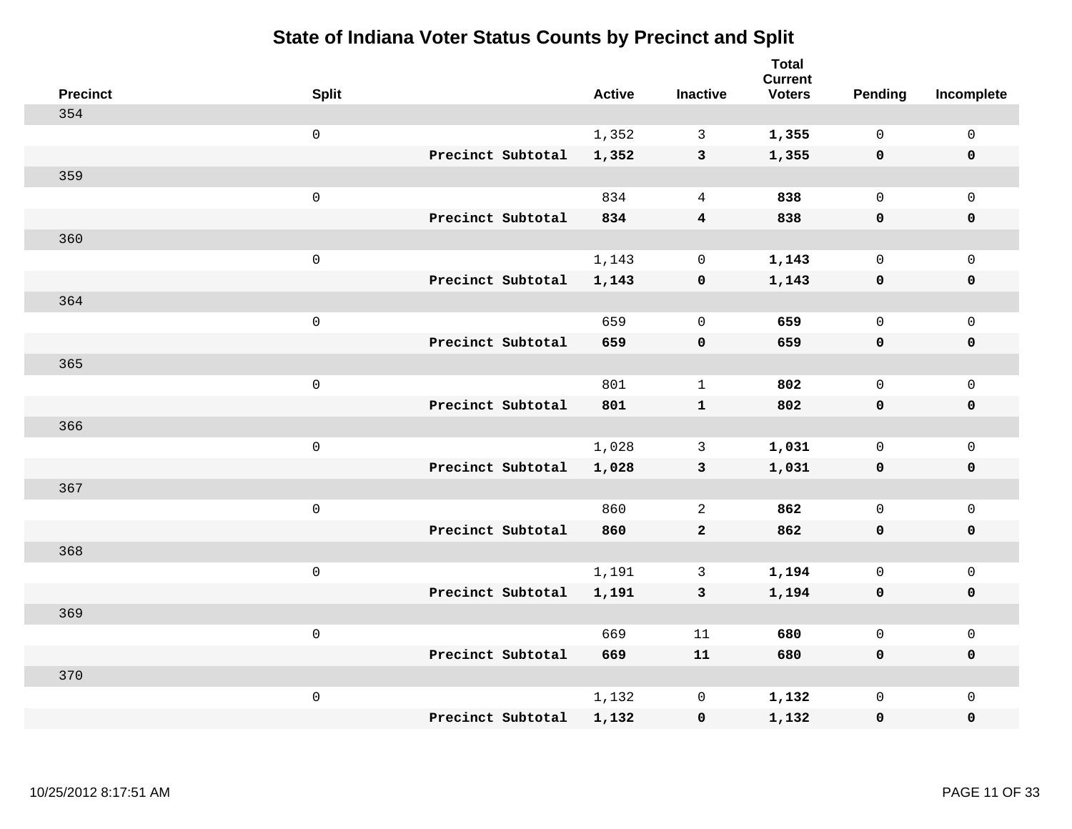# State of Indiana Voter Status Counts by Precinct and Split

| Precinct | Split | | Active | Inactive | Total Current Voters | Pending | Incomplete |
|---|---|---|---|---|---|---|---|
| 354 | | | | | | | |
| | 0 | | 1,352 | 3 | **1,355** | 0 | 0 |
| | | **Precinct Subtotal** | **1,352** | **3** | **1,355** | **0** | **0** |
| 359 | | | | | | | |
| | 0 | | 834 | 4 | **838** | 0 | 0 |
| | | **Precinct Subtotal** | **834** | **4** | **838** | **0** | **0** |
| 360 | | | | | | | |
| | 0 | | 1,143 | 0 | **1,143** | 0 | 0 |
| | | **Precinct Subtotal** | **1,143** | **0** | **1,143** | **0** | **0** |
| 364 | | | | | | | |
| | 0 | | 659 | 0 | **659** | 0 | 0 |
| | | **Precinct Subtotal** | **659** | **0** | **659** | **0** | **0** |
| 365 | | | | | | | |
| | 0 | | 801 | 1 | **802** | 0 | 0 |
| | | **Precinct Subtotal** | **801** | **1** | **802** | **0** | **0** |
| 366 | | | | | | | |
| | 0 | | 1,028 | 3 | **1,031** | 0 | 0 |
| | | **Precinct Subtotal** | **1,028** | **3** | **1,031** | **0** | **0** |
| 367 | | | | | | | |
| | 0 | | 860 | 2 | **862** | 0 | 0 |
| | | **Precinct Subtotal** | **860** | **2** | **862** | **0** | **0** |
| 368 | | | | | | | |
| | 0 | | 1,191 | 3 | **1,194** | 0 | 0 |
| | | **Precinct Subtotal** | **1,191** | **3** | **1,194** | **0** | **0** |
| 369 | | | | | | | |
| | 0 | | 669 | 11 | **680** | 0 | 0 |
| | | **Precinct Subtotal** | **669** | **11** | **680** | **0** | **0** |
| 370 | | | | | | | |
| | 0 | | 1,132 | 0 | **1,132** | 0 | 0 |
| | | **Precinct Subtotal** | **1,132** | **0** | **1,132** | **0** | **0** |

10/25/2012 8:17:51 AM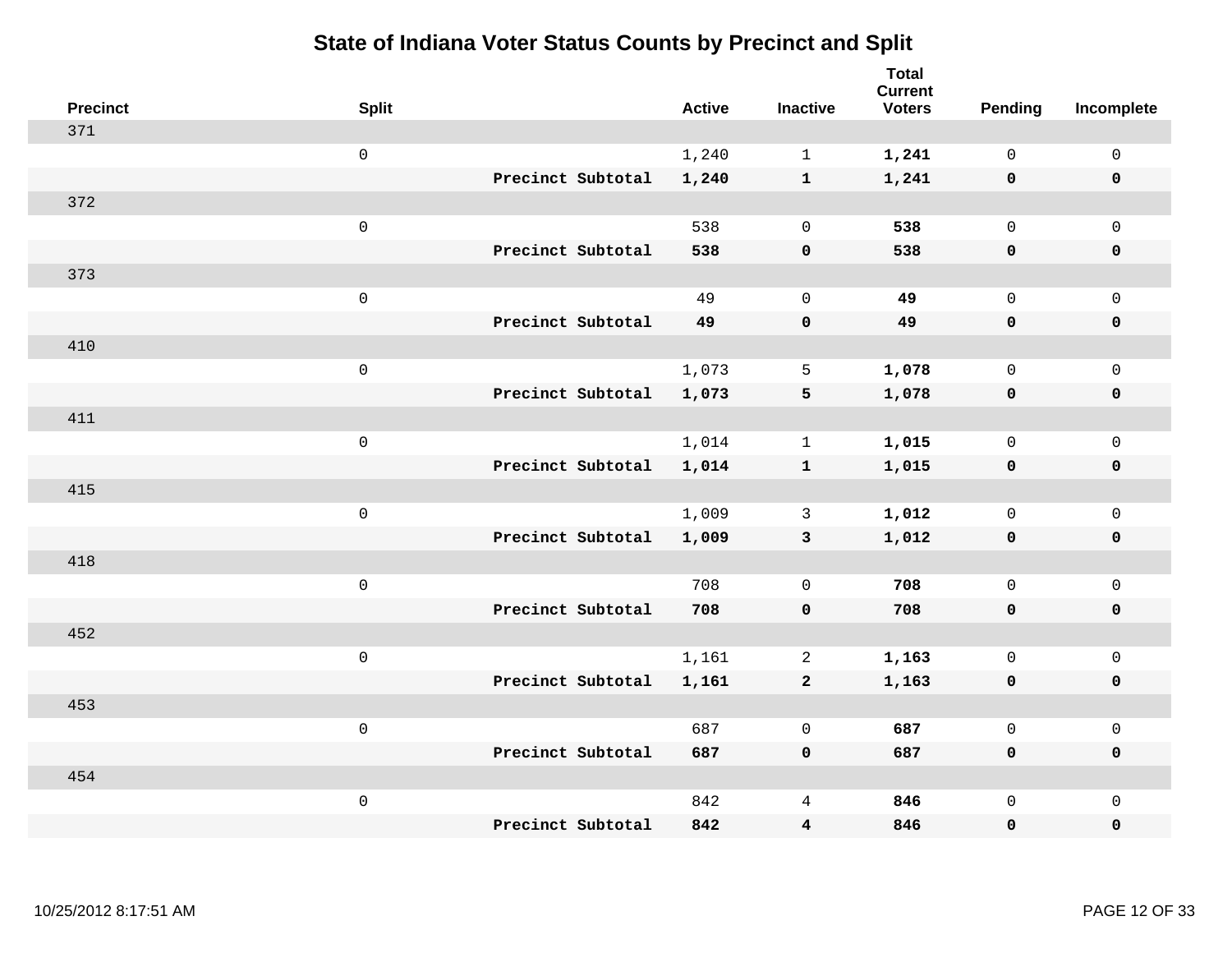# State of Indiana Voter Status Counts by Precinct and Split

| Precinct | Split | | Active | Inactive | Total Current Voters | Pending | Incomplete |
|---|---|---|---|---|---|---|---|
| 371 | | | | | | | |
| | 0 | | 1,240 | 1 | **1,241** | 0 | 0 |
| | | **Precinct Subtotal** | **1,240** | **1** | **1,241** | **0** | **0** |
| 372 | | | | | | | |
| | 0 | | 538 | 0 | **538** | 0 | 0 |
| | | **Precinct Subtotal** | **538** | **0** | **538** | **0** | **0** |
| 373 | | | | | | | |
| | 0 | | 49 | 0 | **49** | 0 | 0 |
| | | **Precinct Subtotal** | **49** | **0** | **49** | **0** | **0** |
| 410 | | | | | | | |
| | 0 | | 1,073 | 5 | **1,078** | 0 | 0 |
| | | **Precinct Subtotal** | **1,073** | **5** | **1,078** | **0** | **0** |
| 411 | | | | | | | |
| | 0 | | 1,014 | 1 | **1,015** | 0 | 0 |
| | | **Precinct Subtotal** | **1,014** | **1** | **1,015** | **0** | **0** |
| 415 | | | | | | | |
| | 0 | | 1,009 | 3 | **1,012** | 0 | 0 |
| | | **Precinct Subtotal** | **1,009** | **3** | **1,012** | **0** | **0** |
| 418 | | | | | | | |
| | 0 | | 708 | 0 | **708** | 0 | 0 |
| | | **Precinct Subtotal** | **708** | **0** | **708** | **0** | **0** |
| 452 | | | | | | | |
| | 0 | | 1,161 | 2 | **1,163** | 0 | 0 |
| | | **Precinct Subtotal** | **1,161** | **2** | **1,163** | **0** | **0** |
| 453 | | | | | | | |
| | 0 | | 687 | 0 | **687** | 0 | 0 |
| | | **Precinct Subtotal** | **687** | **0** | **687** | **0** | **0** |
| 454 | | | | | | | |
| | 0 | | 842 | 4 | **846** | 0 | 0 |
| | | **Precinct Subtotal** | **842** | **4** | **846** | **0** | **0** |

10/25/2012 8:17:51 AM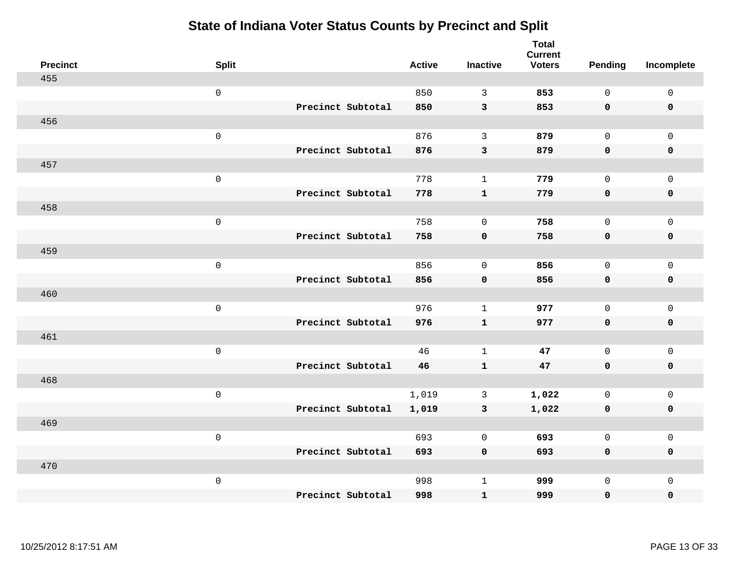# State of Indiana Voter Status Counts by Precinct and Split

| Precinct | Split | | Active | Inactive | Total Current Voters | Pending | Incomplete |
|---|---|---|---|---|---|---|---|
| 455 | | | | | | | |
| | 0 | | 850 | 3 | **853** | 0 | 0 |
| | | **Precinct Subtotal** | **850** | **3** | **853** | **0** | **0** |
| 456 | | | | | | | |
| | 0 | | 876 | 3 | **879** | 0 | 0 |
| | | **Precinct Subtotal** | **876** | **3** | **879** | **0** | **0** |
| 457 | | | | | | | |
| | 0 | | 778 | 1 | **779** | 0 | 0 |
| | | **Precinct Subtotal** | **778** | **1** | **779** | **0** | **0** |
| 458 | | | | | | | |
| | 0 | | 758 | 0 | **758** | 0 | 0 |
| | | **Precinct Subtotal** | **758** | **0** | **758** | **0** | **0** |
| 459 | | | | | | | |
| | 0 | | 856 | 0 | **856** | 0 | 0 |
| | | **Precinct Subtotal** | **856** | **0** | **856** | **0** | **0** |
| 460 | | | | | | | |
| | 0 | | 976 | 1 | **977** | 0 | 0 |
| | | **Precinct Subtotal** | **976** | **1** | **977** | **0** | **0** |
| 461 | | | | | | | |
| | 0 | | 46 | 1 | **47** | 0 | 0 |
| | | **Precinct Subtotal** | **46** | **1** | **47** | **0** | **0** |
| 468 | | | | | | | |
| | 0 | | 1,019 | 3 | **1,022** | 0 | 0 |
| | | **Precinct Subtotal** | **1,019** | **3** | **1,022** | **0** | **0** |
| 469 | | | | | | | |
| | 0 | | 693 | 0 | **693** | 0 | 0 |
| | | **Precinct Subtotal** | **693** | **0** | **693** | **0** | **0** |
| 470 | | | | | | | |
| | 0 | | 998 | 1 | **999** | 0 | 0 |
| | | **Precinct Subtotal** | **998** | **1** | **999** | **0** | **0** |

10/25/2012 8:17:51 AM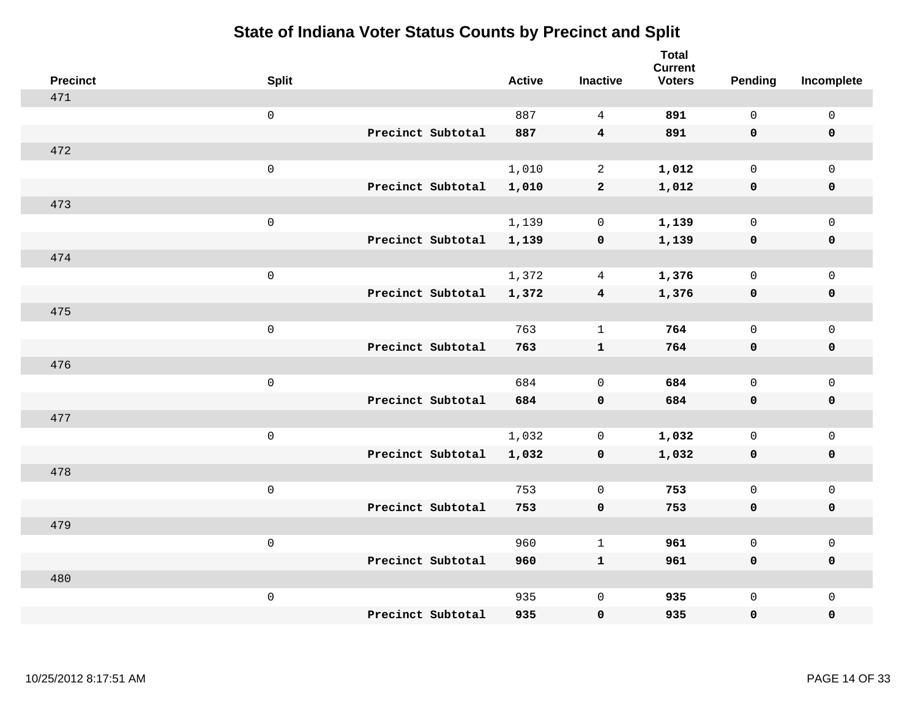# State of Indiana Voter Status Counts by Precinct and Split

| Precinct | Split | | Active | Inactive | Total Current Voters | Pending | Incomplete |
|---|---|---|---|---|---|---|---|
| 471 | | | | | | | |
| | 0 | | 887 | 4 | **891** | 0 | 0 |
| | | **Precinct Subtotal** | **887** | **4** | **891** | **0** | **0** |
| 472 | | | | | | | |
| | 0 | | 1,010 | 2 | **1,012** | 0 | 0 |
| | | **Precinct Subtotal** | **1,010** | **2** | **1,012** | **0** | **0** |
| 473 | | | | | | | |
| | 0 | | 1,139 | 0 | **1,139** | 0 | 0 |
| | | **Precinct Subtotal** | **1,139** | **0** | **1,139** | **0** | **0** |
| 474 | | | | | | | |
| | 0 | | 1,372 | 4 | **1,376** | 0 | 0 |
| | | **Precinct Subtotal** | **1,372** | **4** | **1,376** | **0** | **0** |
| 475 | | | | | | | |
| | 0 | | 763 | 1 | **764** | 0 | 0 |
| | | **Precinct Subtotal** | **763** | **1** | **764** | **0** | **0** |
| 476 | | | | | | | |
| | 0 | | 684 | 0 | **684** | 0 | 0 |
| | | **Precinct Subtotal** | **684** | **0** | **684** | **0** | **0** |
| 477 | | | | | | | |
| | 0 | | 1,032 | 0 | **1,032** | 0 | 0 |
| | | **Precinct Subtotal** | **1,032** | **0** | **1,032** | **0** | **0** |
| 478 | | | | | | | |
| | 0 | | 753 | 0 | **753** | 0 | 0 |
| | | **Precinct Subtotal** | **753** | **0** | **753** | **0** | **0** |
| 479 | | | | | | | |
| | 0 | | 960 | 1 | **961** | 0 | 0 |
| | | **Precinct Subtotal** | **960** | **1** | **961** | **0** | **0** |
| 480 | | | | | | | |
| | 0 | | 935 | 0 | **935** | 0 | 0 |
| | | **Precinct Subtotal** | **935** | **0** | **935** | **0** | **0** |

10/25/2012 8:17:51 AM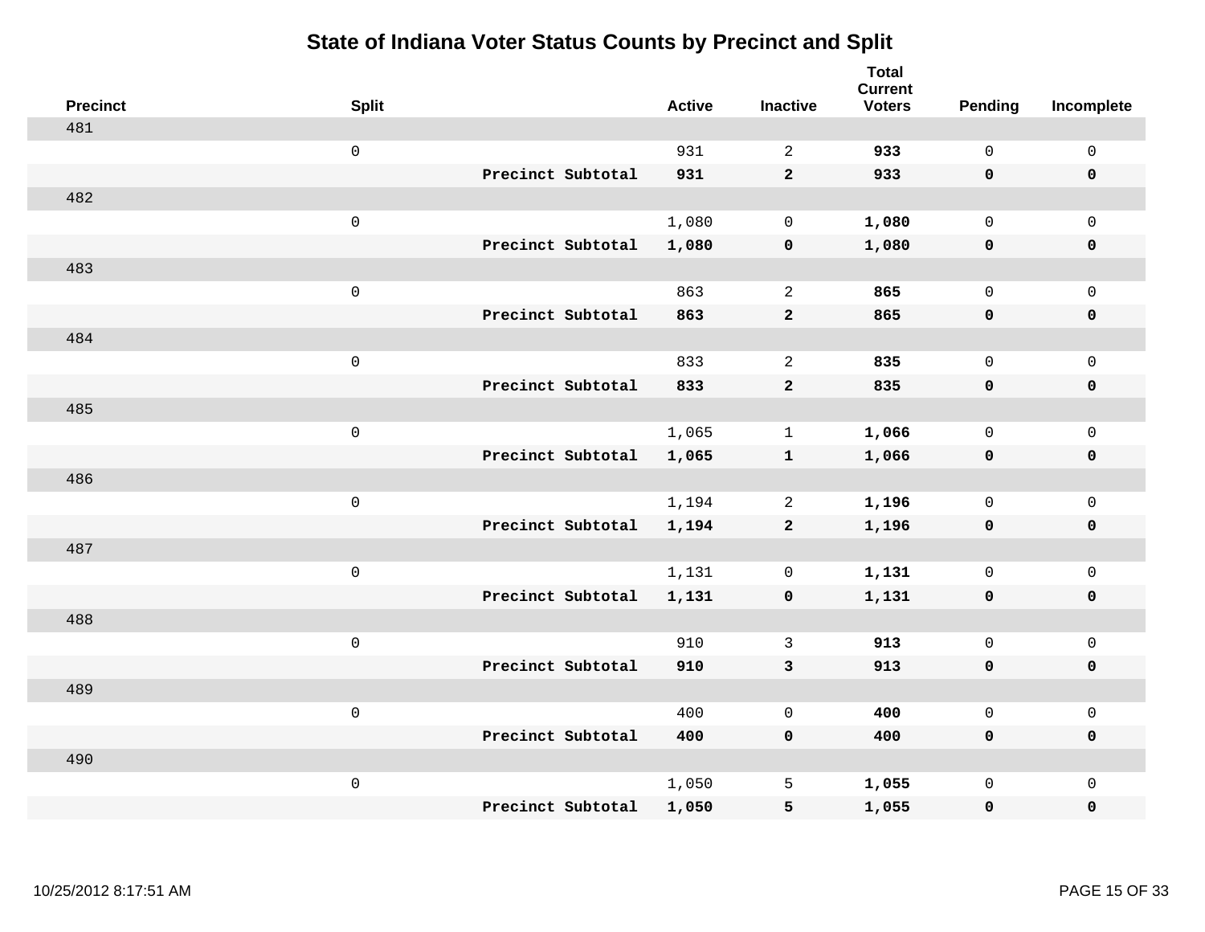# State of Indiana Voter Status Counts by Precinct and Split

| Precinct | Split | | Active | Inactive | Total Current Voters | Pending | Incomplete |
|---|---|---|---|---|---|---|---|
| 481 | | | | | | | |
| | 0 | | 931 | 2 | **933** | 0 | 0 |
| | | **Precinct Subtotal** | **931** | **2** | **933** | **0** | **0** |
| 482 | | | | | | | |
| | 0 | | 1,080 | 0 | **1,080** | 0 | 0 |
| | | **Precinct Subtotal** | **1,080** | **0** | **1,080** | **0** | **0** |
| 483 | | | | | | | |
| | 0 | | 863 | 2 | **865** | 0 | 0 |
| | | **Precinct Subtotal** | **863** | **2** | **865** | **0** | **0** |
| 484 | | | | | | | |
| | 0 | | 833 | 2 | **835** | 0 | 0 |
| | | **Precinct Subtotal** | **833** | **2** | **835** | **0** | **0** |
| 485 | | | | | | | |
| | 0 | | 1,065 | 1 | **1,066** | 0 | 0 |
| | | **Precinct Subtotal** | **1,065** | **1** | **1,066** | **0** | **0** |
| 486 | | | | | | | |
| | 0 | | 1,194 | 2 | **1,196** | 0 | 0 |
| | | **Precinct Subtotal** | **1,194** | **2** | **1,196** | **0** | **0** |
| 487 | | | | | | | |
| | 0 | | 1,131 | 0 | **1,131** | 0 | 0 |
| | | **Precinct Subtotal** | **1,131** | **0** | **1,131** | **0** | **0** |
| 488 | | | | | | | |
| | 0 | | 910 | 3 | **913** | 0 | 0 |
| | | **Precinct Subtotal** | **910** | **3** | **913** | **0** | **0** |
| 489 | | | | | | | |
| | 0 | | 400 | 0 | **400** | 0 | 0 |
| | | **Precinct Subtotal** | **400** | **0** | **400** | **0** | **0** |
| 490 | | | | | | | |
| | 0 | | 1,050 | 5 | **1,055** | 0 | 0 |
| | | **Precinct Subtotal** | **1,050** | **5** | **1,055** | **0** | **0** |

10/25/2012 8:17:51 AM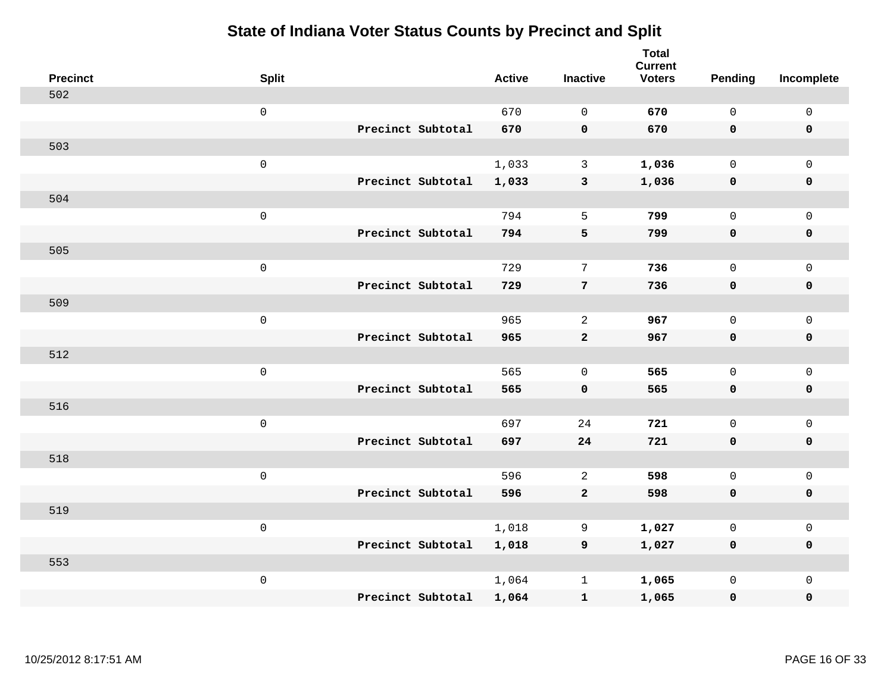# State of Indiana Voter Status Counts by Precinct and Split

| Precinct | Split | | Active | Inactive | Total Current Voters | Pending | Incomplete |
|---|---|---|---|---|---|---|---|
| 502 | | | | | | | |
| | 0 | | 670 | 0 | **670** | 0 | 0 |
| | | **Precinct Subtotal** | **670** | **0** | **670** | **0** | **0** |
| 503 | | | | | | | |
| | 0 | | 1,033 | 3 | **1,036** | 0 | 0 |
| | | **Precinct Subtotal** | **1,033** | **3** | **1,036** | **0** | **0** |
| 504 | | | | | | | |
| | 0 | | 794 | 5 | **799** | 0 | 0 |
| | | **Precinct Subtotal** | **794** | **5** | **799** | **0** | **0** |
| 505 | | | | | | | |
| | 0 | | 729 | 7 | **736** | 0 | 0 |
| | | **Precinct Subtotal** | **729** | **7** | **736** | **0** | **0** |
| 509 | | | | | | | |
| | 0 | | 965 | 2 | **967** | 0 | 0 |
| | | **Precinct Subtotal** | **965** | **2** | **967** | **0** | **0** |
| 512 | | | | | | | |
| | 0 | | 565 | 0 | **565** | 0 | 0 |
| | | **Precinct Subtotal** | **565** | **0** | **565** | **0** | **0** |
| 516 | | | | | | | |
| | 0 | | 697 | 24 | **721** | 0 | 0 |
| | | **Precinct Subtotal** | **697** | **24** | **721** | **0** | **0** |
| 518 | | | | | | | |
| | 0 | | 596 | 2 | **598** | 0 | 0 |
| | | **Precinct Subtotal** | **596** | **2** | **598** | **0** | **0** |
| 519 | | | | | | | |
| | 0 | | 1,018 | 9 | **1,027** | 0 | 0 |
| | | **Precinct Subtotal** | **1,018** | **9** | **1,027** | **0** | **0** |
| 553 | | | | | | | |
| | 0 | | 1,064 | 1 | **1,065** | 0 | 0 |
| | | **Precinct Subtotal** | **1,064** | **1** | **1,065** | **0** | **0** |

10/25/2012 8:17:51 AM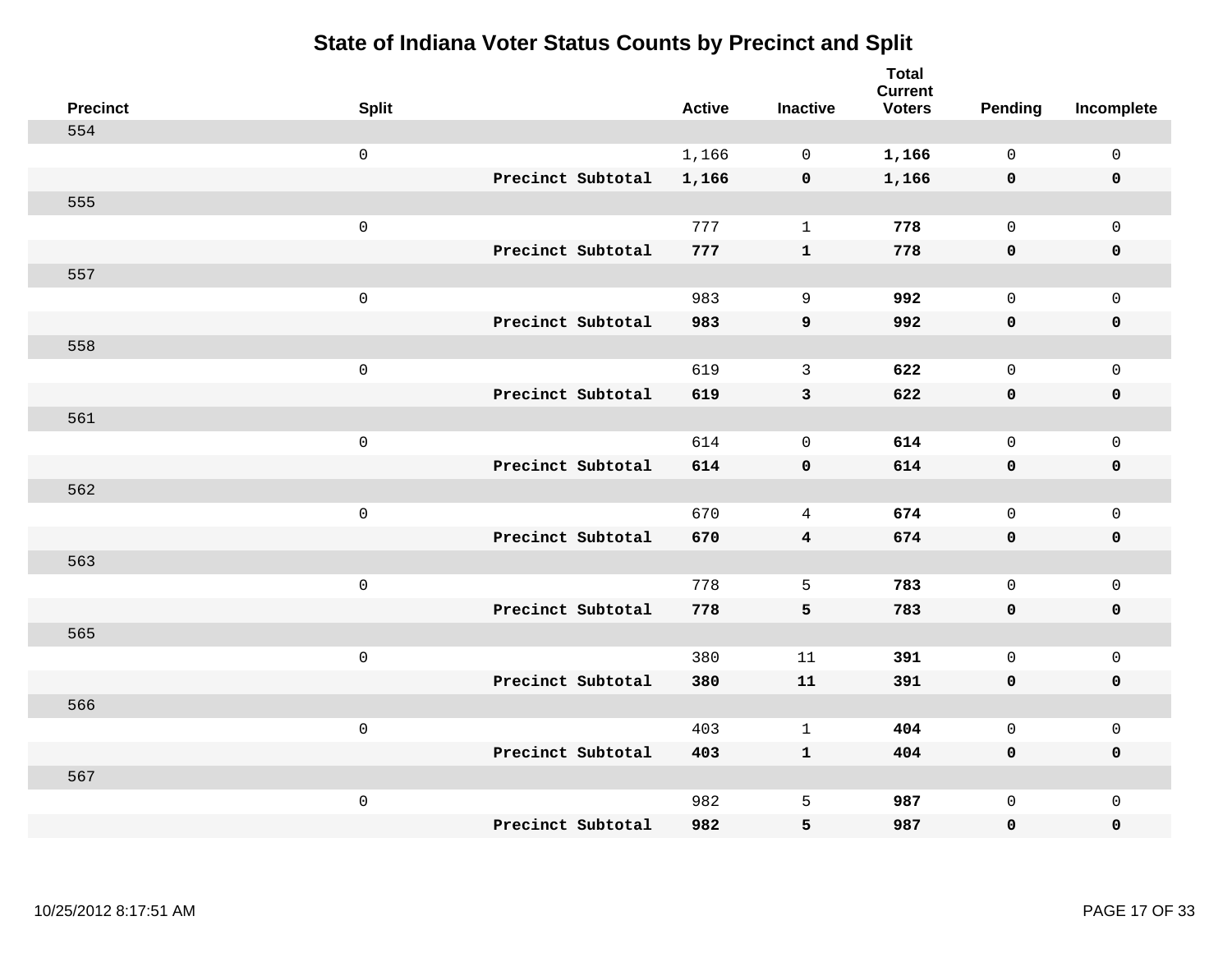# State of Indiana Voter Status Counts by Precinct and Split

| Precinct | Split | | Active | Inactive | Total Current Voters | Pending | Incomplete |
|---|---|---|---|---|---|---|---|
| 554 | | | | | | | |
| | 0 | | 1,166 | 0 | **1,166** | 0 | 0 |
| | | **Precinct Subtotal** | **1,166** | **0** | **1,166** | **0** | **0** |
| 555 | | | | | | | |
| | 0 | | 777 | 1 | **778** | 0 | 0 |
| | | **Precinct Subtotal** | **777** | **1** | **778** | **0** | **0** |
| 557 | | | | | | | |
| | 0 | | 983 | 9 | **992** | 0 | 0 |
| | | **Precinct Subtotal** | **983** | **9** | **992** | **0** | **0** |
| 558 | | | | | | | |
| | 0 | | 619 | 3 | **622** | 0 | 0 |
| | | **Precinct Subtotal** | **619** | **3** | **622** | **0** | **0** |
| 561 | | | | | | | |
| | 0 | | 614 | 0 | **614** | 0 | 0 |
| | | **Precinct Subtotal** | **614** | **0** | **614** | **0** | **0** |
| 562 | | | | | | | |
| | 0 | | 670 | 4 | **674** | 0 | 0 |
| | | **Precinct Subtotal** | **670** | **4** | **674** | **0** | **0** |
| 563 | | | | | | | |
| | 0 | | 778 | 5 | **783** | 0 | 0 |
| | | **Precinct Subtotal** | **778** | **5** | **783** | **0** | **0** |
| 565 | | | | | | | |
| | 0 | | 380 | 11 | **391** | 0 | 0 |
| | | **Precinct Subtotal** | **380** | **11** | **391** | **0** | **0** |
| 566 | | | | | | | |
| | 0 | | 403 | 1 | **404** | 0 | 0 |
| | | **Precinct Subtotal** | **403** | **1** | **404** | **0** | **0** |
| 567 | | | | | | | |
| | 0 | | 982 | 5 | **987** | 0 | 0 |
| | | **Precinct Subtotal** | **982** | **5** | **987** | **0** | **0** |

10/25/2012 8:17:51 AM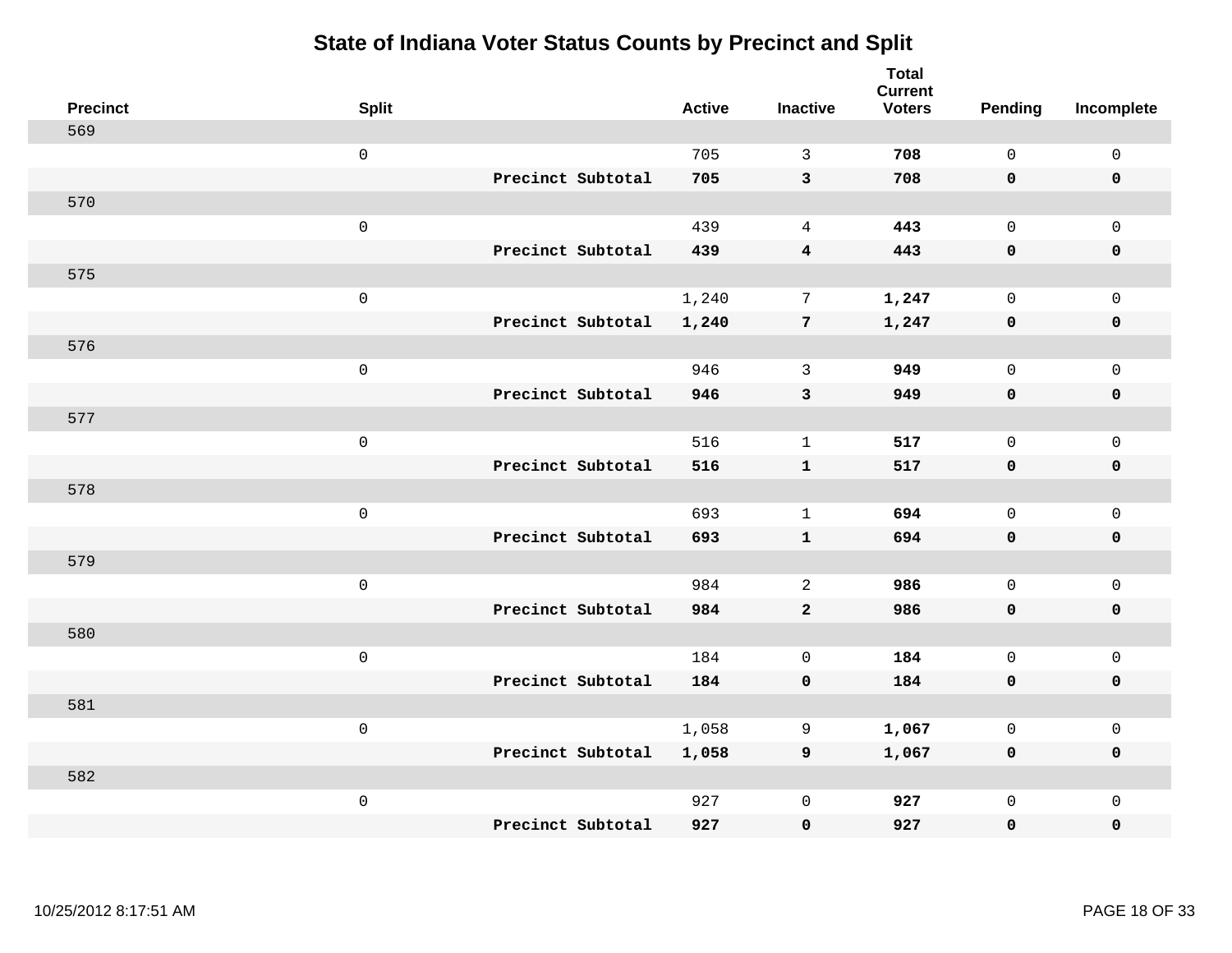# State of Indiana Voter Status Counts by Precinct and Split

| Precinct | Split | | Active | Inactive | Total Current Voters | Pending | Incomplete |
|---|---|---|---|---|---|---|---|
| 569 | | | | | | | |
| | 0 | | 705 | 3 | **708** | 0 | 0 |
| | | **Precinct Subtotal** | **705** | **3** | **708** | **0** | **0** |
| 570 | | | | | | | |
| | 0 | | 439 | 4 | **443** | 0 | 0 |
| | | **Precinct Subtotal** | **439** | **4** | **443** | **0** | **0** |
| 575 | | | | | | | |
| | 0 | | 1,240 | 7 | **1,247** | 0 | 0 |
| | | **Precinct Subtotal** | **1,240** | **7** | **1,247** | **0** | **0** |
| 576 | | | | | | | |
| | 0 | | 946 | 3 | **949** | 0 | 0 |
| | | **Precinct Subtotal** | **946** | **3** | **949** | **0** | **0** |
| 577 | | | | | | | |
| | 0 | | 516 | 1 | **517** | 0 | 0 |
| | | **Precinct Subtotal** | **516** | **1** | **517** | **0** | **0** |
| 578 | | | | | | | |
| | 0 | | 693 | 1 | **694** | 0 | 0 |
| | | **Precinct Subtotal** | **693** | **1** | **694** | **0** | **0** |
| 579 | | | | | | | |
| | 0 | | 984 | 2 | **986** | 0 | 0 |
| | | **Precinct Subtotal** | **984** | **2** | **986** | **0** | **0** |
| 580 | | | | | | | |
| | 0 | | 184 | 0 | **184** | 0 | 0 |
| | | **Precinct Subtotal** | **184** | **0** | **184** | **0** | **0** |
| 581 | | | | | | | |
| | 0 | | 1,058 | 9 | **1,067** | 0 | 0 |
| | | **Precinct Subtotal** | **1,058** | **9** | **1,067** | **0** | **0** |
| 582 | | | | | | | |
| | 0 | | 927 | 0 | **927** | 0 | 0 |
| | | **Precinct Subtotal** | **927** | **0** | **927** | **0** | **0** |

10/25/2012 8:17:51 AM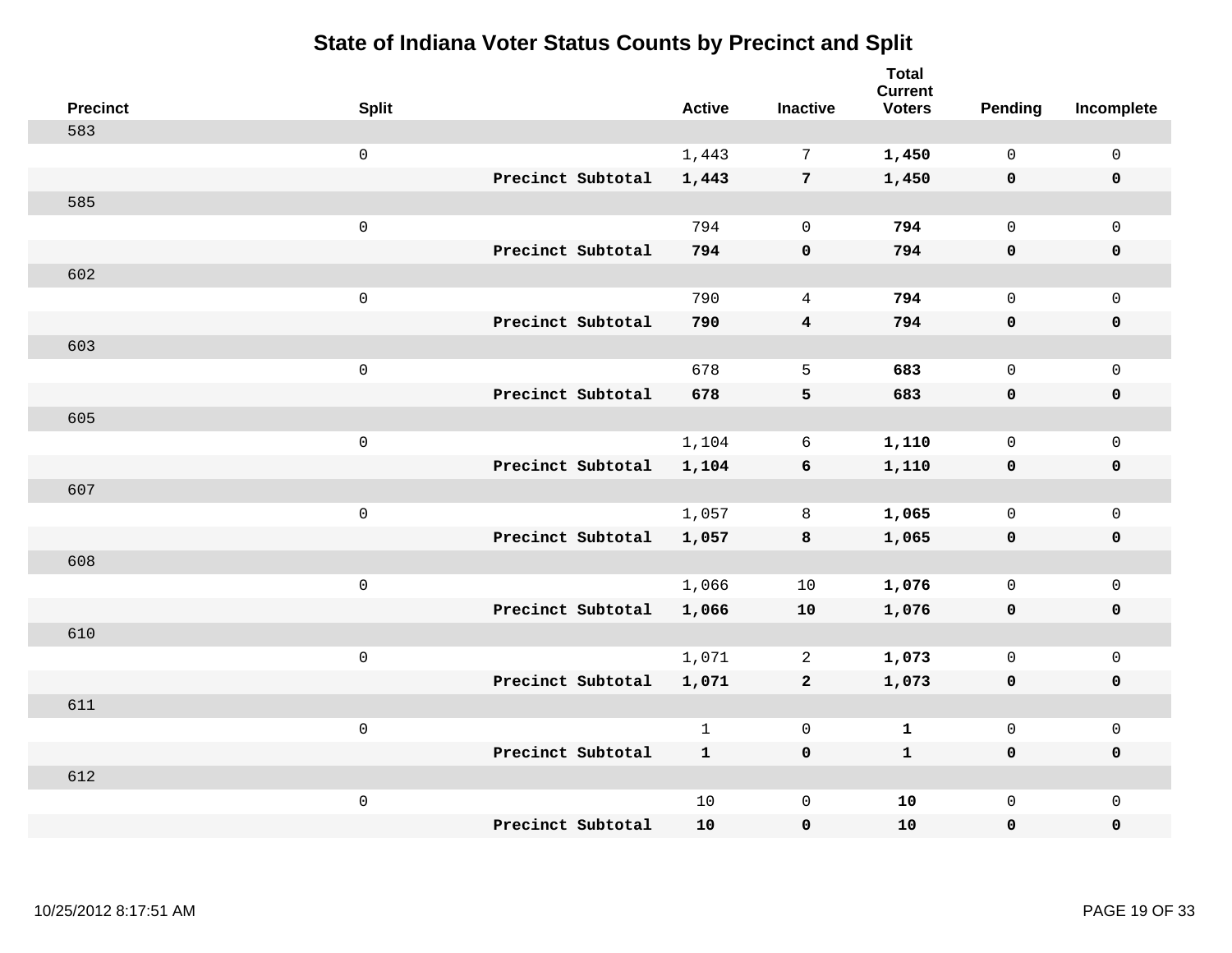# State of Indiana Voter Status Counts by Precinct and Split

| Precinct | Split | | Active | Inactive | Total Current Voters | Pending | Incomplete |
|---|---|---|---|---|---|---|---|
| 583 | | | | | | | |
| | 0 | | 1,443 | 7 | **1,450** | 0 | 0 |
| | | **Precinct Subtotal** | **1,443** | **7** | **1,450** | **0** | **0** |
| 585 | | | | | | | |
| | 0 | | 794 | 0 | **794** | 0 | 0 |
| | | **Precinct Subtotal** | **794** | **0** | **794** | **0** | **0** |
| 602 | | | | | | | |
| | 0 | | 790 | 4 | **794** | 0 | 0 |
| | | **Precinct Subtotal** | **790** | **4** | **794** | **0** | **0** |
| 603 | | | | | | | |
| | 0 | | 678 | 5 | **683** | 0 | 0 |
| | | **Precinct Subtotal** | **678** | **5** | **683** | **0** | **0** |
| 605 | | | | | | | |
| | 0 | | 1,104 | 6 | **1,110** | 0 | 0 |
| | | **Precinct Subtotal** | **1,104** | **6** | **1,110** | **0** | **0** |
| 607 | | | | | | | |
| | 0 | | 1,057 | 8 | **1,065** | 0 | 0 |
| | | **Precinct Subtotal** | **1,057** | **8** | **1,065** | **0** | **0** |
| 608 | | | | | | | |
| | 0 | | 1,066 | 10 | **1,076** | 0 | 0 |
| | | **Precinct Subtotal** | **1,066** | **10** | **1,076** | **0** | **0** |
| 610 | | | | | | | |
| | 0 | | 1,071 | 2 | **1,073** | 0 | 0 |
| | | **Precinct Subtotal** | **1,071** | **2** | **1,073** | **0** | **0** |
| 611 | | | | | | | |
| | 0 | | 1 | 0 | **1** | 0 | 0 |
| | | **Precinct Subtotal** | **1** | **0** | **1** | **0** | **0** |
| 612 | | | | | | | |
| | 0 | | 10 | 0 | **10** | 0 | 0 |
| | | **Precinct Subtotal** | **10** | **0** | **10** | **0** | **0** |

10/25/2012 8:17:51 AM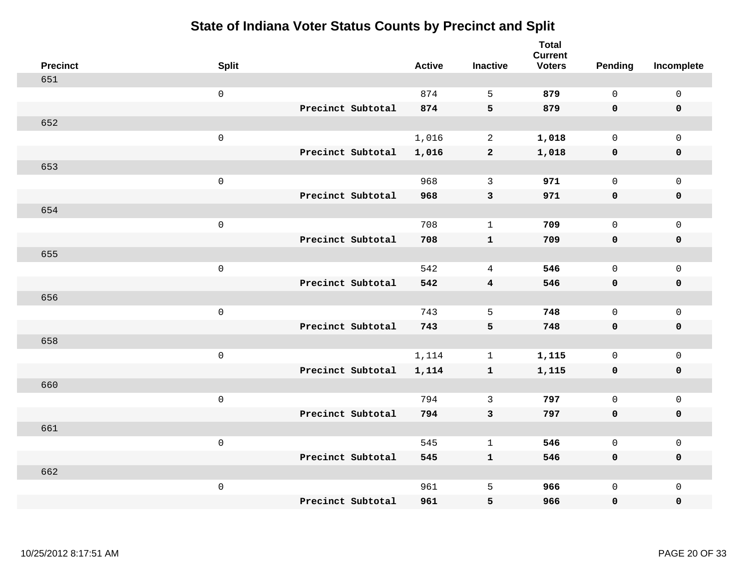# State of Indiana Voter Status Counts by Precinct and Split

| Precinct | Split | | Active | Inactive | Total Current Voters | Pending | Incomplete |
|---|---|---|---|---|---|---|---|
| 651 | | | | | | | |
| | 0 | | 874 | 5 | **879** | 0 | 0 |
| | | **Precinct Subtotal** | **874** | **5** | **879** | **0** | **0** |
| 652 | | | | | | | |
| | 0 | | 1,016 | 2 | **1,018** | 0 | 0 |
| | | **Precinct Subtotal** | **1,016** | **2** | **1,018** | **0** | **0** |
| 653 | | | | | | | |
| | 0 | | 968 | 3 | **971** | 0 | 0 |
| | | **Precinct Subtotal** | **968** | **3** | **971** | **0** | **0** |
| 654 | | | | | | | |
| | 0 | | 708 | 1 | **709** | 0 | 0 |
| | | **Precinct Subtotal** | **708** | **1** | **709** | **0** | **0** |
| 655 | | | | | | | |
| | 0 | | 542 | 4 | **546** | 0 | 0 |
| | | **Precinct Subtotal** | **542** | **4** | **546** | **0** | **0** |
| 656 | | | | | | | |
| | 0 | | 743 | 5 | **748** | 0 | 0 |
| | | **Precinct Subtotal** | **743** | **5** | **748** | **0** | **0** |
| 658 | | | | | | | |
| | 0 | | 1,114 | 1 | **1,115** | 0 | 0 |
| | | **Precinct Subtotal** | **1,114** | **1** | **1,115** | **0** | **0** |
| 660 | | | | | | | |
| | 0 | | 794 | 3 | **797** | 0 | 0 |
| | | **Precinct Subtotal** | **794** | **3** | **797** | **0** | **0** |
| 661 | | | | | | | |
| | 0 | | 545 | 1 | **546** | 0 | 0 |
| | | **Precinct Subtotal** | **545** | **1** | **546** | **0** | **0** |
| 662 | | | | | | | |
| | 0 | | 961 | 5 | **966** | 0 | 0 |
| | | **Precinct Subtotal** | **961** | **5** | **966** | **0** | **0** |

10/25/2012 8:17:51 AM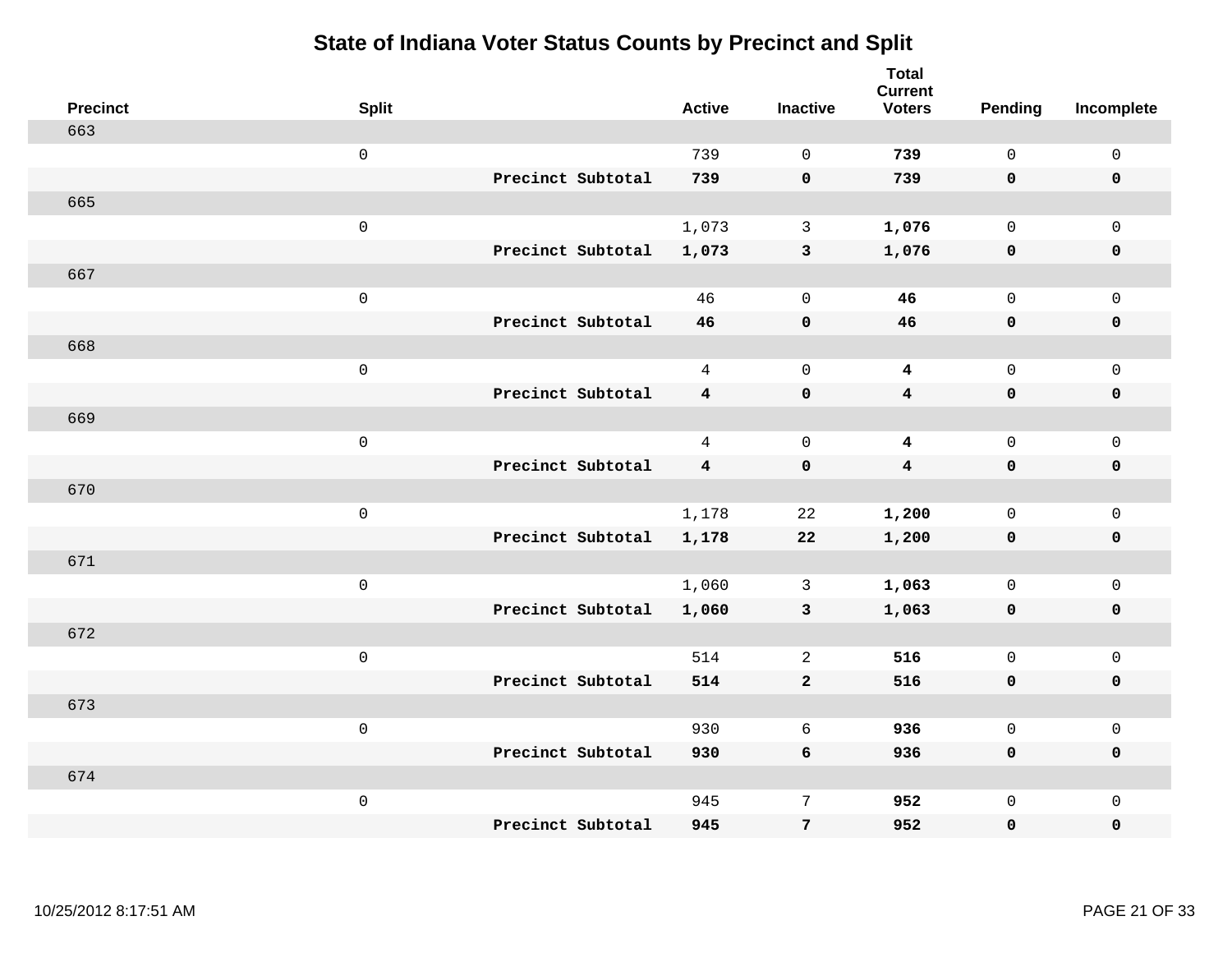# State of Indiana Voter Status Counts by Precinct and Split

| Precinct | Split | | Active | Inactive | Total Current Voters | Pending | Incomplete |
|---|---|---|---|---|---|---|---|
| 663 | | | | | | | |
| | 0 | | 739 | 0 | **739** | 0 | 0 |
| | | **Precinct Subtotal** | **739** | **0** | **739** | **0** | **0** |
| 665 | | | | | | | |
| | 0 | | 1,073 | 3 | **1,076** | 0 | 0 |
| | | **Precinct Subtotal** | **1,073** | **3** | **1,076** | **0** | **0** |
| 667 | | | | | | | |
| | 0 | | 46 | 0 | **46** | 0 | 0 |
| | | **Precinct Subtotal** | **46** | **0** | **46** | **0** | **0** |
| 668 | | | | | | | |
| | 0 | | 4 | 0 | **4** | 0 | 0 |
| | | **Precinct Subtotal** | **4** | **0** | **4** | **0** | **0** |
| 669 | | | | | | | |
| | 0 | | 4 | 0 | **4** | 0 | 0 |
| | | **Precinct Subtotal** | **4** | **0** | **4** | **0** | **0** |
| 670 | | | | | | | |
| | 0 | | 1,178 | 22 | **1,200** | 0 | 0 |
| | | **Precinct Subtotal** | **1,178** | **22** | **1,200** | **0** | **0** |
| 671 | | | | | | | |
| | 0 | | 1,060 | 3 | **1,063** | 0 | 0 |
| | | **Precinct Subtotal** | **1,060** | **3** | **1,063** | **0** | **0** |
| 672 | | | | | | | |
| | 0 | | 514 | 2 | **516** | 0 | 0 |
| | | **Precinct Subtotal** | **514** | **2** | **516** | **0** | **0** |
| 673 | | | | | | | |
| | 0 | | 930 | 6 | **936** | 0 | 0 |
| | | **Precinct Subtotal** | **930** | **6** | **936** | **0** | **0** |
| 674 | | | | | | | |
| | 0 | | 945 | 7 | **952** | 0 | 0 |
| | | **Precinct Subtotal** | **945** | **7** | **952** | **0** | **0** |

10/25/2012 8:17:51 AM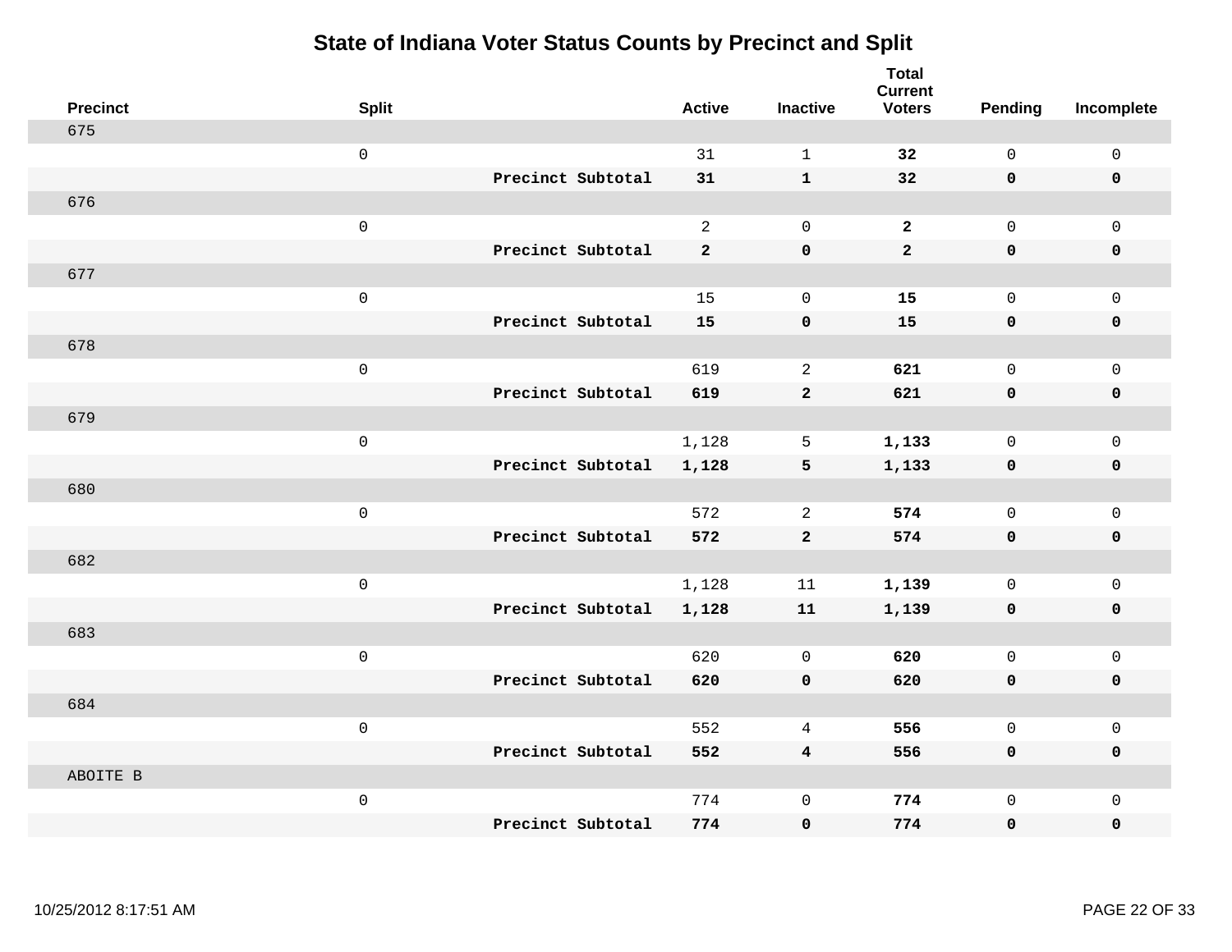# State of Indiana Voter Status Counts by Precinct and Split

| Precinct | Split | | Active | Inactive | Total Current Voters | Pending | Incomplete |
|---|---|---|---|---|---|---|---|
| 675 | | | | | | | |
| | 0 | | 31 | 1 | **32** | 0 | 0 |
| | | **Precinct Subtotal** | **31** | **1** | **32** | **0** | **0** |
| 676 | | | | | | | |
| | 0 | | 2 | 0 | **2** | 0 | 0 |
| | | **Precinct Subtotal** | **2** | **0** | **2** | **0** | **0** |
| 677 | | | | | | | |
| | 0 | | 15 | 0 | **15** | 0 | 0 |
| | | **Precinct Subtotal** | **15** | **0** | **15** | **0** | **0** |
| 678 | | | | | | | |
| | 0 | | 619 | 2 | **621** | 0 | 0 |
| | | **Precinct Subtotal** | **619** | **2** | **621** | **0** | **0** |
| 679 | | | | | | | |
| | 0 | | 1,128 | 5 | **1,133** | 0 | 0 |
| | | **Precinct Subtotal** | **1,128** | **5** | **1,133** | **0** | **0** |
| 680 | | | | | | | |
| | 0 | | 572 | 2 | **574** | 0 | 0 |
| | | **Precinct Subtotal** | **572** | **2** | **574** | **0** | **0** |
| 682 | | | | | | | |
| | 0 | | 1,128 | 11 | **1,139** | 0 | 0 |
| | | **Precinct Subtotal** | **1,128** | **11** | **1,139** | **0** | **0** |
| 683 | | | | | | | |
| | 0 | | 620 | 0 | **620** | 0 | 0 |
| | | **Precinct Subtotal** | **620** | **0** | **620** | **0** | **0** |
| 684 | | | | | | | |
| | 0 | | 552 | 4 | **556** | 0 | 0 |
| | | **Precinct Subtotal** | **552** | **4** | **556** | **0** | **0** |
| ABOITE B | | | | | | | |
| | 0 | | 774 | 0 | **774** | 0 | 0 |
| | | **Precinct Subtotal** | **774** | **0** | **774** | **0** | **0** |

10/25/2012 8:17:51 AM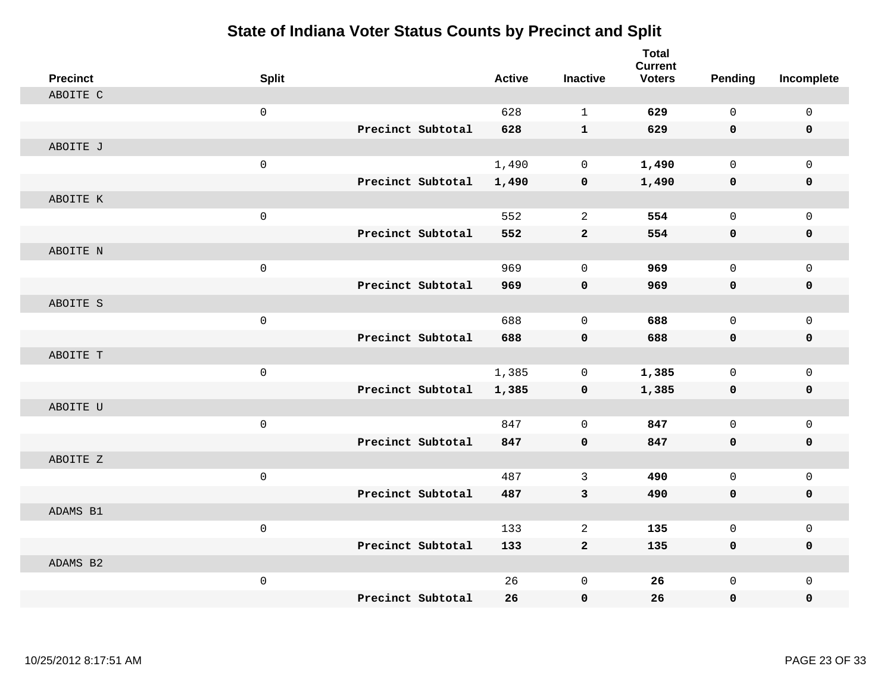# State of Indiana Voter Status Counts by Precinct and Split

| Precinct | Split | | Active | Inactive | Total Current Voters | Pending | Incomplete |
|---|---|---|---|---|---|---|---|
| ABOITE C | | | | | | | |
| | 0 | | 628 | 1 | **629** | 0 | 0 |
| | | **Precinct Subtotal** | **628** | **1** | **629** | **0** | **0** |
| ABOITE J | | | | | | | |
| | 0 | | 1,490 | 0 | **1,490** | 0 | 0 |
| | | **Precinct Subtotal** | **1,490** | **0** | **1,490** | **0** | **0** |
| ABOITE K | | | | | | | |
| | 0 | | 552 | 2 | **554** | 0 | 0 |
| | | **Precinct Subtotal** | **552** | **2** | **554** | **0** | **0** |
| ABOITE N | | | | | | | |
| | 0 | | 969 | 0 | **969** | 0 | 0 |
| | | **Precinct Subtotal** | **969** | **0** | **969** | **0** | **0** |
| ABOITE S | | | | | | | |
| | 0 | | 688 | 0 | **688** | 0 | 0 |
| | | **Precinct Subtotal** | **688** | **0** | **688** | **0** | **0** |
| ABOITE T | | | | | | | |
| | 0 | | 1,385 | 0 | **1,385** | 0 | 0 |
| | | **Precinct Subtotal** | **1,385** | **0** | **1,385** | **0** | **0** |
| ABOITE U | | | | | | | |
| | 0 | | 847 | 0 | **847** | 0 | 0 |
| | | **Precinct Subtotal** | **847** | **0** | **847** | **0** | **0** |
| ABOITE Z | | | | | | | |
| | 0 | | 487 | 3 | **490** | 0 | 0 |
| | | **Precinct Subtotal** | **487** | **3** | **490** | **0** | **0** |
| ADAMS B1 | | | | | | | |
| | 0 | | 133 | 2 | **135** | 0 | 0 |
| | | **Precinct Subtotal** | **133** | **2** | **135** | **0** | **0** |
| ADAMS B2 | | | | | | | |
| | 0 | | 26 | 0 | **26** | 0 | 0 |
| | | **Precinct Subtotal** | **26** | **0** | **26** | **0** | **0** |

10/25/2012 8:17:51 AM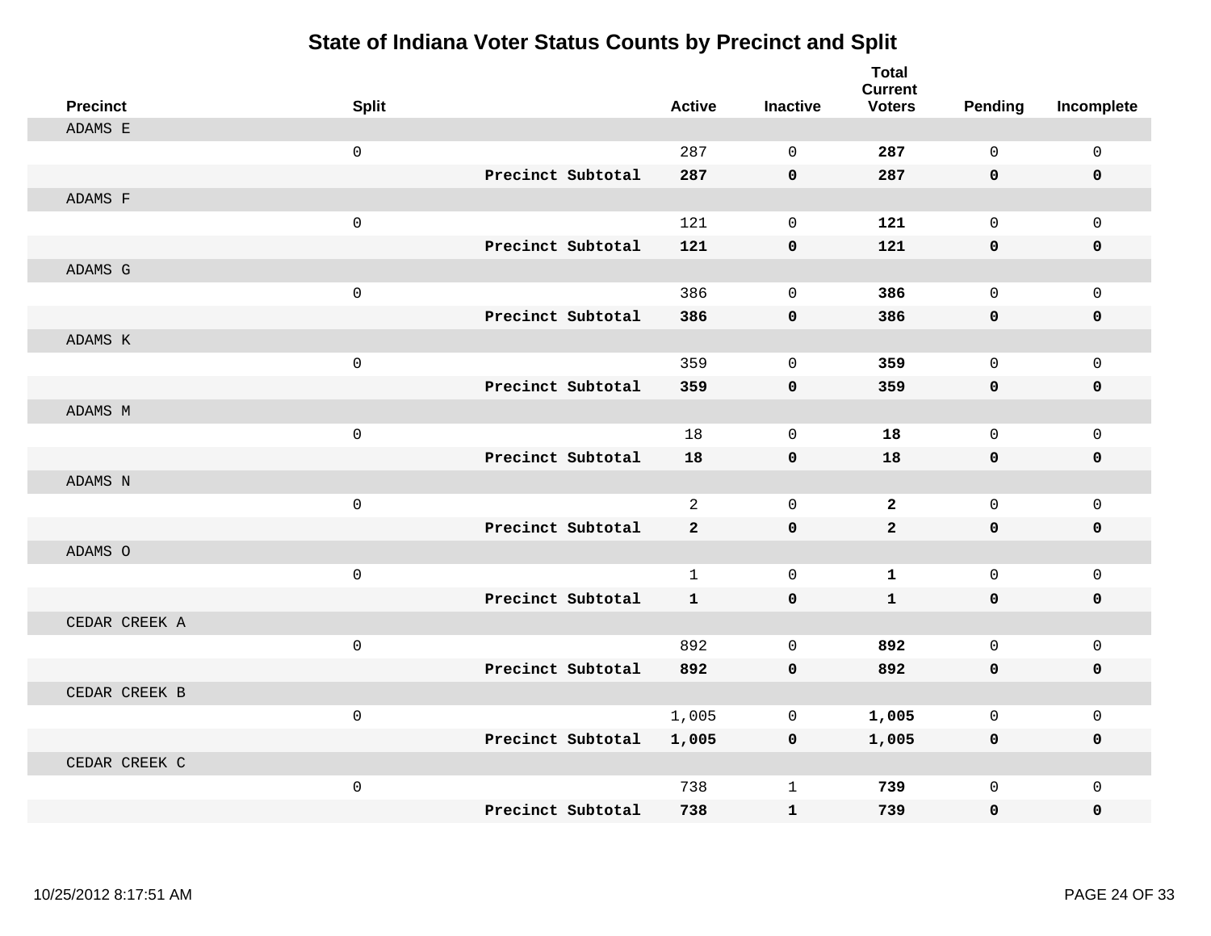# State of Indiana Voter Status Counts by Precinct and Split

| Precinct | Split | | Active | Inactive | Total Current Voters | Pending | Incomplete |
|---|---|---|---|---|---|---|---|
| ADAMS E | | | | | | | |
| | 0 | | 287 | 0 | **287** | 0 | 0 |
| | | **Precinct Subtotal** | **287** | **0** | **287** | **0** | **0** |
| ADAMS F | | | | | | | |
| | 0 | | 121 | 0 | **121** | 0 | 0 |
| | | **Precinct Subtotal** | **121** | **0** | **121** | **0** | **0** |
| ADAMS G | | | | | | | |
| | 0 | | 386 | 0 | **386** | 0 | 0 |
| | | **Precinct Subtotal** | **386** | **0** | **386** | **0** | **0** |
| ADAMS K | | | | | | | |
| | 0 | | 359 | 0 | **359** | 0 | 0 |
| | | **Precinct Subtotal** | **359** | **0** | **359** | **0** | **0** |
| ADAMS M | | | | | | | |
| | 0 | | 18 | 0 | **18** | 0 | 0 |
| | | **Precinct Subtotal** | **18** | **0** | **18** | **0** | **0** |
| ADAMS N | | | | | | | |
| | 0 | | 2 | 0 | **2** | 0 | 0 |
| | | **Precinct Subtotal** | **2** | **0** | **2** | **0** | **0** |
| ADAMS O | | | | | | | |
| | 0 | | 1 | 0 | **1** | 0 | 0 |
| | | **Precinct Subtotal** | **1** | **0** | **1** | **0** | **0** |
| CEDAR CREEK A | | | | | | | |
| | 0 | | 892 | 0 | **892** | 0 | 0 |
| | | **Precinct Subtotal** | **892** | **0** | **892** | **0** | **0** |
| CEDAR CREEK B | | | | | | | |
| | 0 | | 1,005 | 0 | **1,005** | 0 | 0 |
| | | **Precinct Subtotal** | **1,005** | **0** | **1,005** | **0** | **0** |
| CEDAR CREEK C | | | | | | | |
| | 0 | | 738 | 1 | **739** | 0 | 0 |
| | | **Precinct Subtotal** | **738** | **1** | **739** | **0** | **0** |

10/25/2012 8:17:51 AM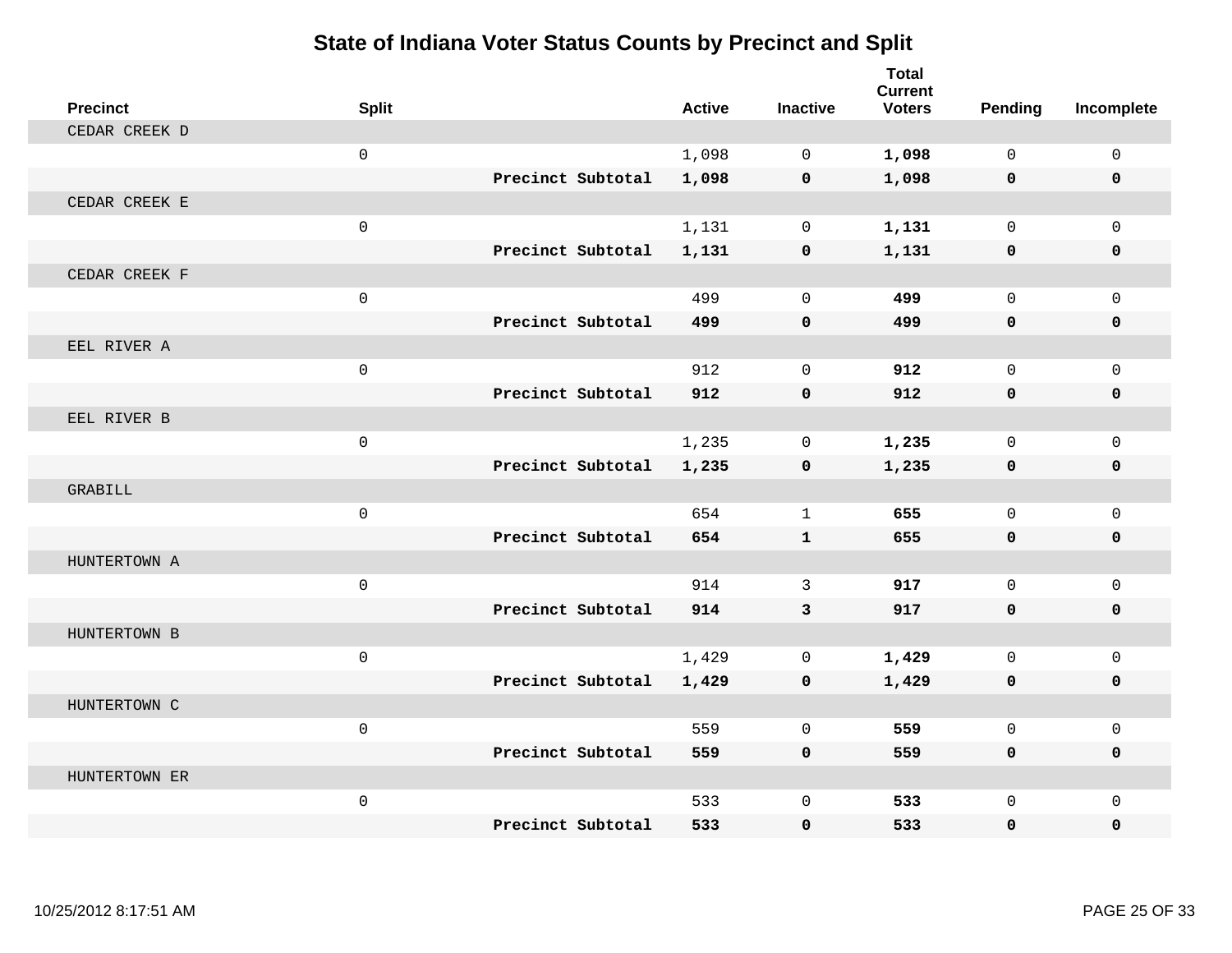# State of Indiana Voter Status Counts by Precinct and Split

| Precinct | Split | | Active | Inactive | Total Current Voters | Pending | Incomplete |
|---|---|---|---|---|---|---|---|
| CEDAR CREEK D | | | | | | | |
| | 0 | | 1,098 | 0 | **1,098** | 0 | 0 |
| | | **Precinct Subtotal** | **1,098** | **0** | **1,098** | **0** | **0** |
| CEDAR CREEK E | | | | | | | |
| | 0 | | 1,131 | 0 | **1,131** | 0 | 0 |
| | | **Precinct Subtotal** | **1,131** | **0** | **1,131** | **0** | **0** |
| CEDAR CREEK F | | | | | | | |
| | 0 | | 499 | 0 | **499** | 0 | 0 |
| | | **Precinct Subtotal** | **499** | **0** | **499** | **0** | **0** |
| EEL RIVER A | | | | | | | |
| | 0 | | 912 | 0 | **912** | 0 | 0 |
| | | **Precinct Subtotal** | **912** | **0** | **912** | **0** | **0** |
| EEL RIVER B | | | | | | | |
| | 0 | | 1,235 | 0 | **1,235** | 0 | 0 |
| | | **Precinct Subtotal** | **1,235** | **0** | **1,235** | **0** | **0** |
| GRABILL | | | | | | | |
| | 0 | | 654 | 1 | **655** | 0 | 0 |
| | | **Precinct Subtotal** | **654** | **1** | **655** | **0** | **0** |
| HUNTERTOWN A | | | | | | | |
| | 0 | | 914 | 3 | **917** | 0 | 0 |
| | | **Precinct Subtotal** | **914** | **3** | **917** | **0** | **0** |
| HUNTERTOWN B | | | | | | | |
| | 0 | | 1,429 | 0 | **1,429** | 0 | 0 |
| | | **Precinct Subtotal** | **1,429** | **0** | **1,429** | **0** | **0** |
| HUNTERTOWN C | | | | | | | |
| | 0 | | 559 | 0 | **559** | 0 | 0 |
| | | **Precinct Subtotal** | **559** | **0** | **559** | **0** | **0** |
| HUNTERTOWN ER | | | | | | | |
| | 0 | | 533 | 0 | **533** | 0 | 0 |
| | | **Precinct Subtotal** | **533** | **0** | **533** | **0** | **0** |

10/25/2012 8:17:51 AM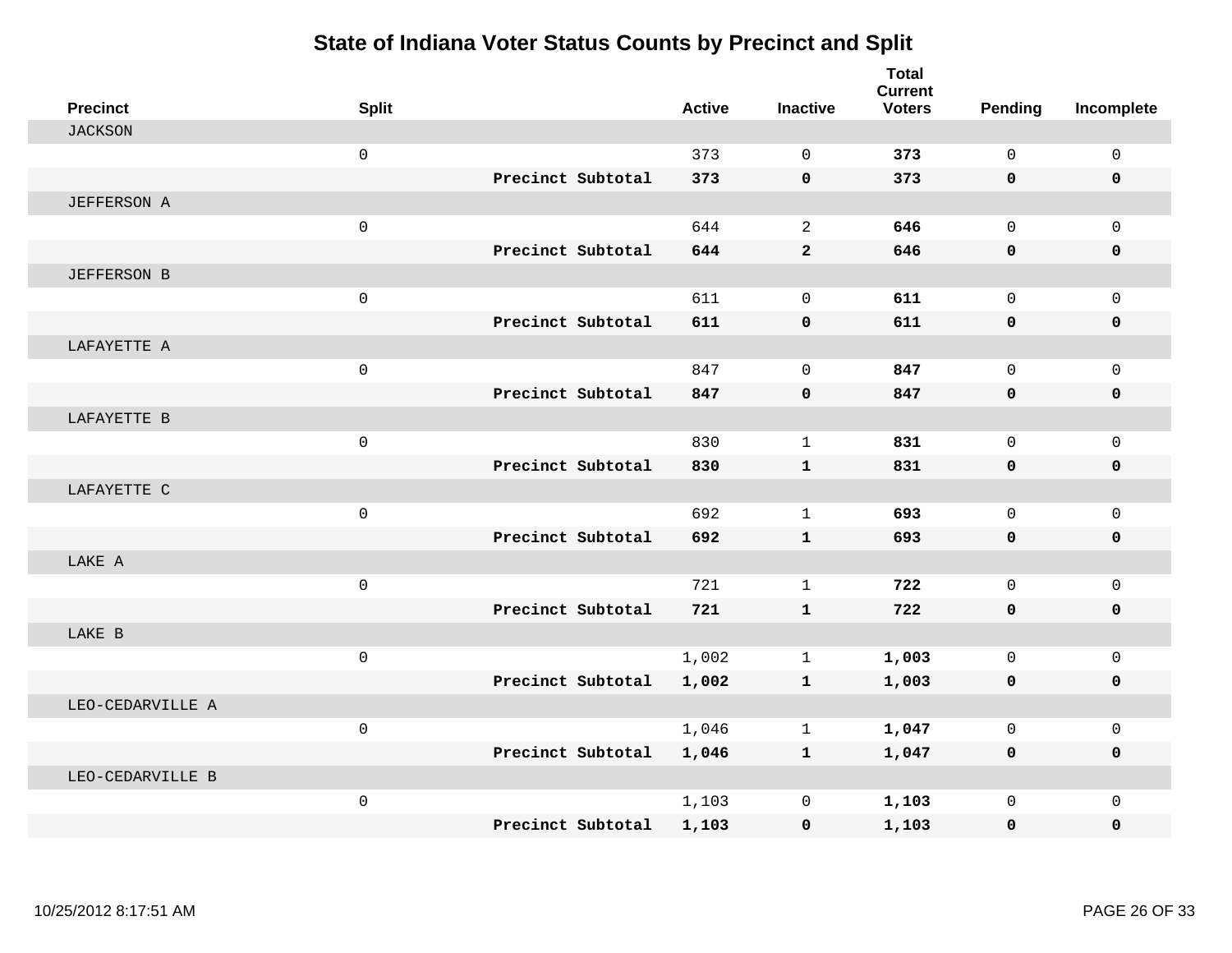# State of Indiana Voter Status Counts by Precinct and Split

| Precinct | Split | | Active | Inactive | Total Current Voters | Pending | Incomplete |
|---|---|---|---|---|---|---|---|
| JACKSON | | | | | | | |
| | 0 | | 373 | 0 | **373** | 0 | 0 |
| | | **Precinct Subtotal** | **373** | **0** | **373** | **0** | **0** |
| JEFFERSON A | | | | | | | |
| | 0 | | 644 | 2 | **646** | 0 | 0 |
| | | **Precinct Subtotal** | **644** | **2** | **646** | **0** | **0** |
| JEFFERSON B | | | | | | | |
| | 0 | | 611 | 0 | **611** | 0 | 0 |
| | | **Precinct Subtotal** | **611** | **0** | **611** | **0** | **0** |
| LAFAYETTE A | | | | | | | |
| | 0 | | 847 | 0 | **847** | 0 | 0 |
| | | **Precinct Subtotal** | **847** | **0** | **847** | **0** | **0** |
| LAFAYETTE B | | | | | | | |
| | 0 | | 830 | 1 | **831** | 0 | 0 |
| | | **Precinct Subtotal** | **830** | **1** | **831** | **0** | **0** |
| LAFAYETTE C | | | | | | | |
| | 0 | | 692 | 1 | **693** | 0 | 0 |
| | | **Precinct Subtotal** | **692** | **1** | **693** | **0** | **0** |
| LAKE A | | | | | | | |
| | 0 | | 721 | 1 | **722** | 0 | 0 |
| | | **Precinct Subtotal** | **721** | **1** | **722** | **0** | **0** |
| LAKE B | | | | | | | |
| | 0 | | 1,002 | 1 | **1,003** | 0 | 0 |
| | | **Precinct Subtotal** | **1,002** | **1** | **1,003** | **0** | **0** |
| LEO-CEDARVILLE A | | | | | | | |
| | 0 | | 1,046 | 1 | **1,047** | 0 | 0 |
| | | **Precinct Subtotal** | **1,046** | **1** | **1,047** | **0** | **0** |
| LEO-CEDARVILLE B | | | | | | | |
| | 0 | | 1,103 | 0 | **1,103** | 0 | 0 |
| | | **Precinct Subtotal** | **1,103** | **0** | **1,103** | **0** | **0** |

10/25/2012 8:17:51 AM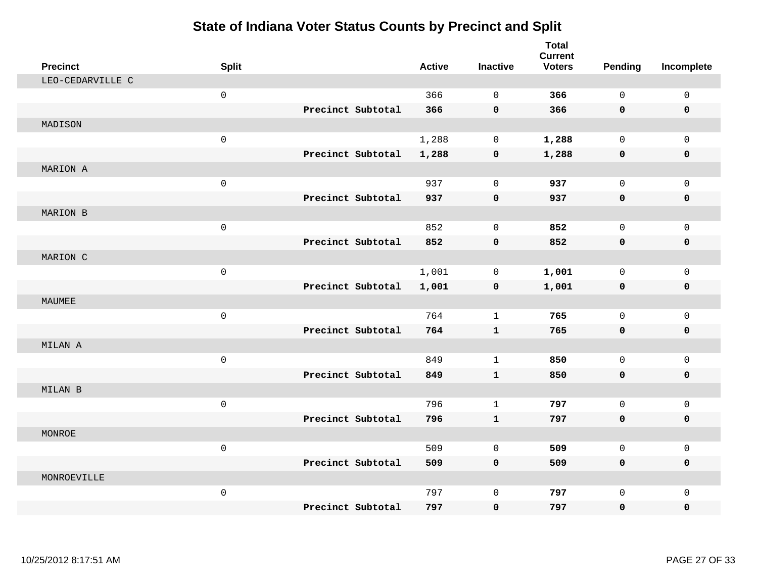# State of Indiana Voter Status Counts by Precinct and Split

| Precinct | Split | | Active | Inactive | Total Current Voters | Pending | Incomplete |
|---|---|---|---|---|---|---|---|
| LEO-CEDARVILLE C | | | | | | | |
| | 0 | | 366 | 0 | **366** | 0 | 0 |
| | | **Precinct Subtotal** | **366** | **0** | **366** | **0** | **0** |
| MADISON | | | | | | | |
| | 0 | | 1,288 | 0 | **1,288** | 0 | 0 |
| | | **Precinct Subtotal** | **1,288** | **0** | **1,288** | **0** | **0** |
| MARION A | | | | | | | |
| | 0 | | 937 | 0 | **937** | 0 | 0 |
| | | **Precinct Subtotal** | **937** | **0** | **937** | **0** | **0** |
| MARION B | | | | | | | |
| | 0 | | 852 | 0 | **852** | 0 | 0 |
| | | **Precinct Subtotal** | **852** | **0** | **852** | **0** | **0** |
| MARION C | | | | | | | |
| | 0 | | 1,001 | 0 | **1,001** | 0 | 0 |
| | | **Precinct Subtotal** | **1,001** | **0** | **1,001** | **0** | **0** |
| MAUMEE | | | | | | | |
| | 0 | | 764 | 1 | **765** | 0 | 0 |
| | | **Precinct Subtotal** | **764** | **1** | **765** | **0** | **0** |
| MILAN A | | | | | | | |
| | 0 | | 849 | 1 | **850** | 0 | 0 |
| | | **Precinct Subtotal** | **849** | **1** | **850** | **0** | **0** |
| MILAN B | | | | | | | |
| | 0 | | 796 | 1 | **797** | 0 | 0 |
| | | **Precinct Subtotal** | **796** | **1** | **797** | **0** | **0** |
| MONROE | | | | | | | |
| | 0 | | 509 | 0 | **509** | 0 | 0 |
| | | **Precinct Subtotal** | **509** | **0** | **509** | **0** | **0** |
| MONROEVILLE | | | | | | | |
| | 0 | | 797 | 0 | **797** | 0 | 0 |
| | | **Precinct Subtotal** | **797** | **0** | **797** | **0** | **0** |

10/25/2012 8:17:51 AM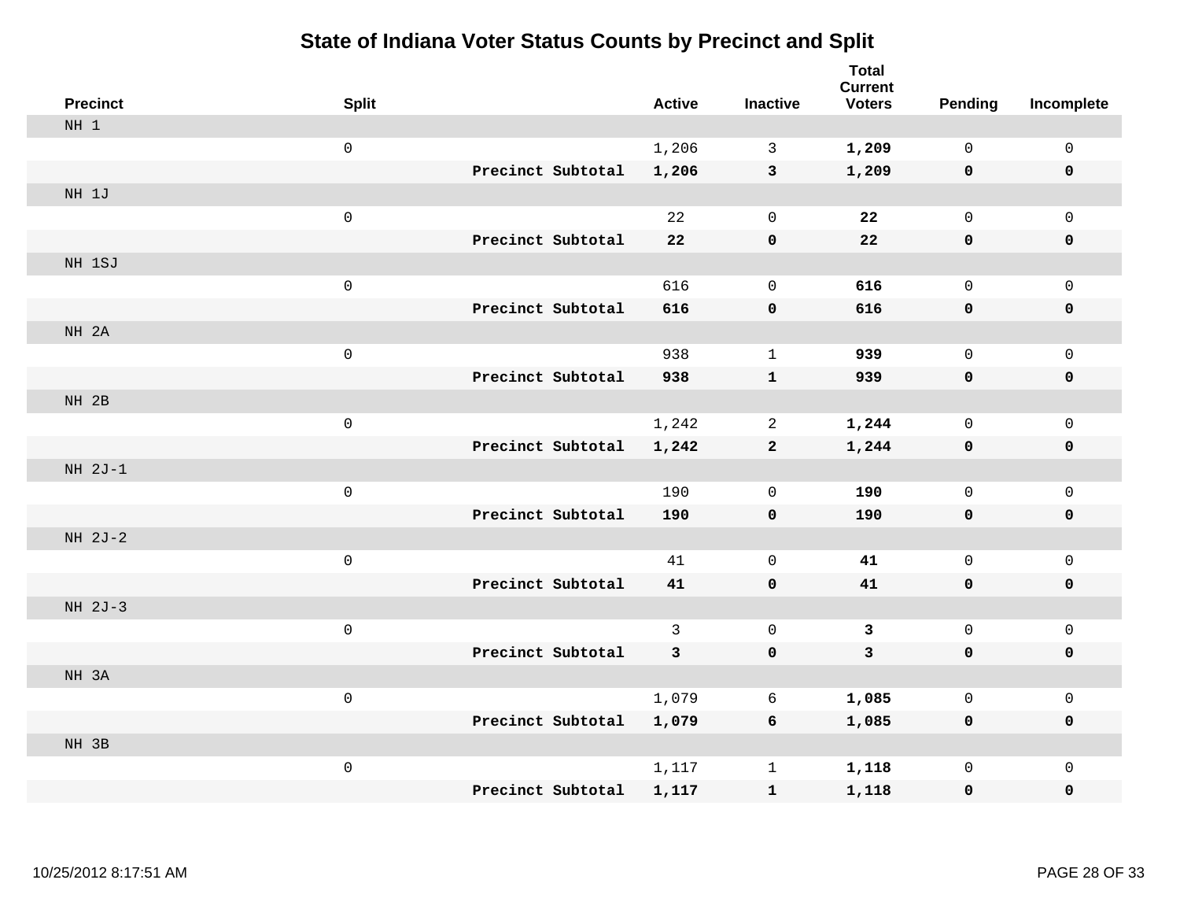# State of Indiana Voter Status Counts by Precinct and Split

| Precinct | Split | | Active | Inactive | Total Current Voters | Pending | Incomplete |
|---|---|---|---|---|---|---|---|
| NH 1 | | | | | | | |
| | 0 | | 1,206 | 3 | **1,209** | 0 | 0 |
| | | **Precinct Subtotal** | **1,206** | **3** | **1,209** | **0** | **0** |
| NH 1J | | | | | | | |
| | 0 | | 22 | 0 | **22** | 0 | 0 |
| | | **Precinct Subtotal** | **22** | **0** | **22** | **0** | **0** |
| NH 1SJ | | | | | | | |
| | 0 | | 616 | 0 | **616** | 0 | 0 |
| | | **Precinct Subtotal** | **616** | **0** | **616** | **0** | **0** |
| NH 2A | | | | | | | |
| | 0 | | 938 | 1 | **939** | 0 | 0 |
| | | **Precinct Subtotal** | **938** | **1** | **939** | **0** | **0** |
| NH 2B | | | | | | | |
| | 0 | | 1,242 | 2 | **1,244** | 0 | 0 |
| | | **Precinct Subtotal** | **1,242** | **2** | **1,244** | **0** | **0** |
| NH 2J-1 | | | | | | | |
| | 0 | | 190 | 0 | **190** | 0 | 0 |
| | | **Precinct Subtotal** | **190** | **0** | **190** | **0** | **0** |
| NH 2J-2 | | | | | | | |
| | 0 | | 41 | 0 | **41** | 0 | 0 |
| | | **Precinct Subtotal** | **41** | **0** | **41** | **0** | **0** |
| NH 2J-3 | | | | | | | |
| | 0 | | 3 | 0 | **3** | 0 | 0 |
| | | **Precinct Subtotal** | **3** | **0** | **3** | **0** | **0** |
| NH 3A | | | | | | | |
| | 0 | | 1,079 | 6 | **1,085** | 0 | 0 |
| | | **Precinct Subtotal** | **1,079** | **6** | **1,085** | **0** | **0** |
| NH 3B | | | | | | | |
| | 0 | | 1,117 | 1 | **1,118** | 0 | 0 |
| | | **Precinct Subtotal** | **1,117** | **1** | **1,118** | **0** | **0** |

10/25/2012 8:17:51 AM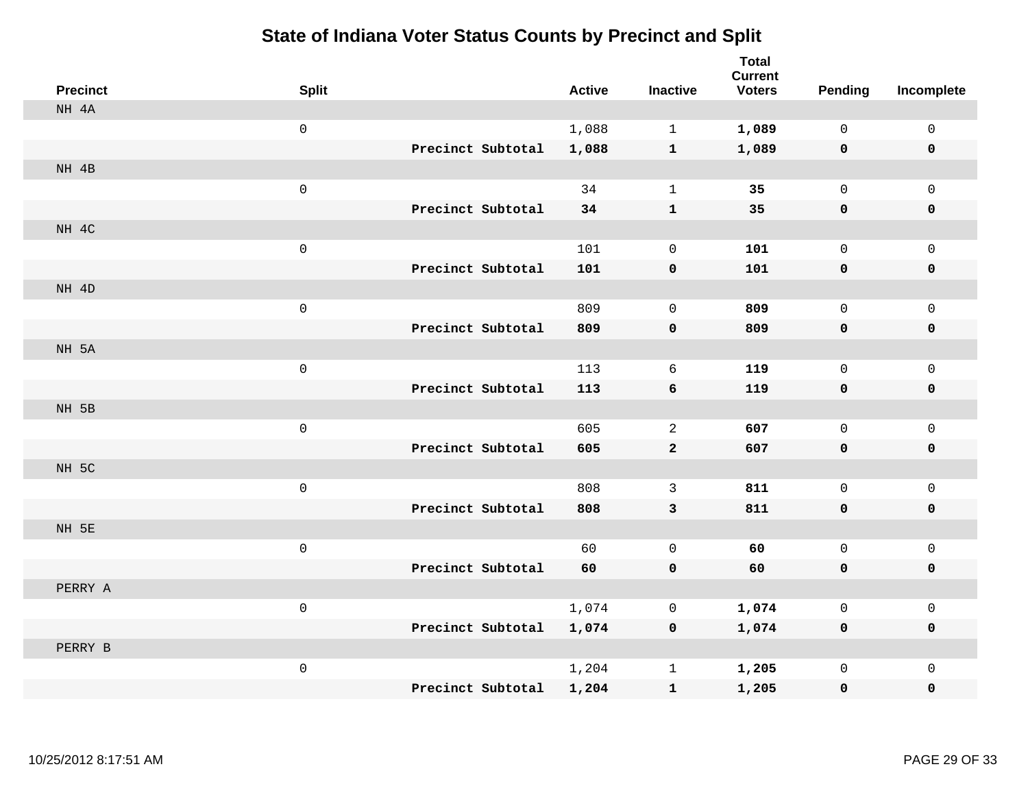# State of Indiana Voter Status Counts by Precinct and Split

| Precinct | Split | | Active | Inactive | Total Current Voters | Pending | Incomplete |
|---|---|---|---|---|---|---|---|
| NH 4A | | | | | | | |
| | 0 | | 1,088 | 1 | **1,089** | 0 | 0 |
| | | **Precinct Subtotal** | **1,088** | **1** | **1,089** | **0** | **0** |
| NH 4B | | | | | | | |
| | 0 | | 34 | 1 | **35** | 0 | 0 |
| | | **Precinct Subtotal** | **34** | **1** | **35** | **0** | **0** |
| NH 4C | | | | | | | |
| | 0 | | 101 | 0 | **101** | 0 | 0 |
| | | **Precinct Subtotal** | **101** | **0** | **101** | **0** | **0** |
| NH 4D | | | | | | | |
| | 0 | | 809 | 0 | **809** | 0 | 0 |
| | | **Precinct Subtotal** | **809** | **0** | **809** | **0** | **0** |
| NH 5A | | | | | | | |
| | 0 | | 113 | 6 | **119** | 0 | 0 |
| | | **Precinct Subtotal** | **113** | **6** | **119** | **0** | **0** |
| NH 5B | | | | | | | |
| | 0 | | 605 | 2 | **607** | 0 | 0 |
| | | **Precinct Subtotal** | **605** | **2** | **607** | **0** | **0** |
| NH 5C | | | | | | | |
| | 0 | | 808 | 3 | **811** | 0 | 0 |
| | | **Precinct Subtotal** | **808** | **3** | **811** | **0** | **0** |
| NH 5E | | | | | | | |
| | 0 | | 60 | 0 | **60** | 0 | 0 |
| | | **Precinct Subtotal** | **60** | **0** | **60** | **0** | **0** |
| PERRY A | | | | | | | |
| | 0 | | 1,074 | 0 | **1,074** | 0 | 0 |
| | | **Precinct Subtotal** | **1,074** | **0** | **1,074** | **0** | **0** |
| PERRY B | | | | | | | |
| | 0 | | 1,204 | 1 | **1,205** | 0 | 0 |
| | | **Precinct Subtotal** | **1,204** | **1** | **1,205** | **0** | **0** |

10/25/2012 8:17:51 AM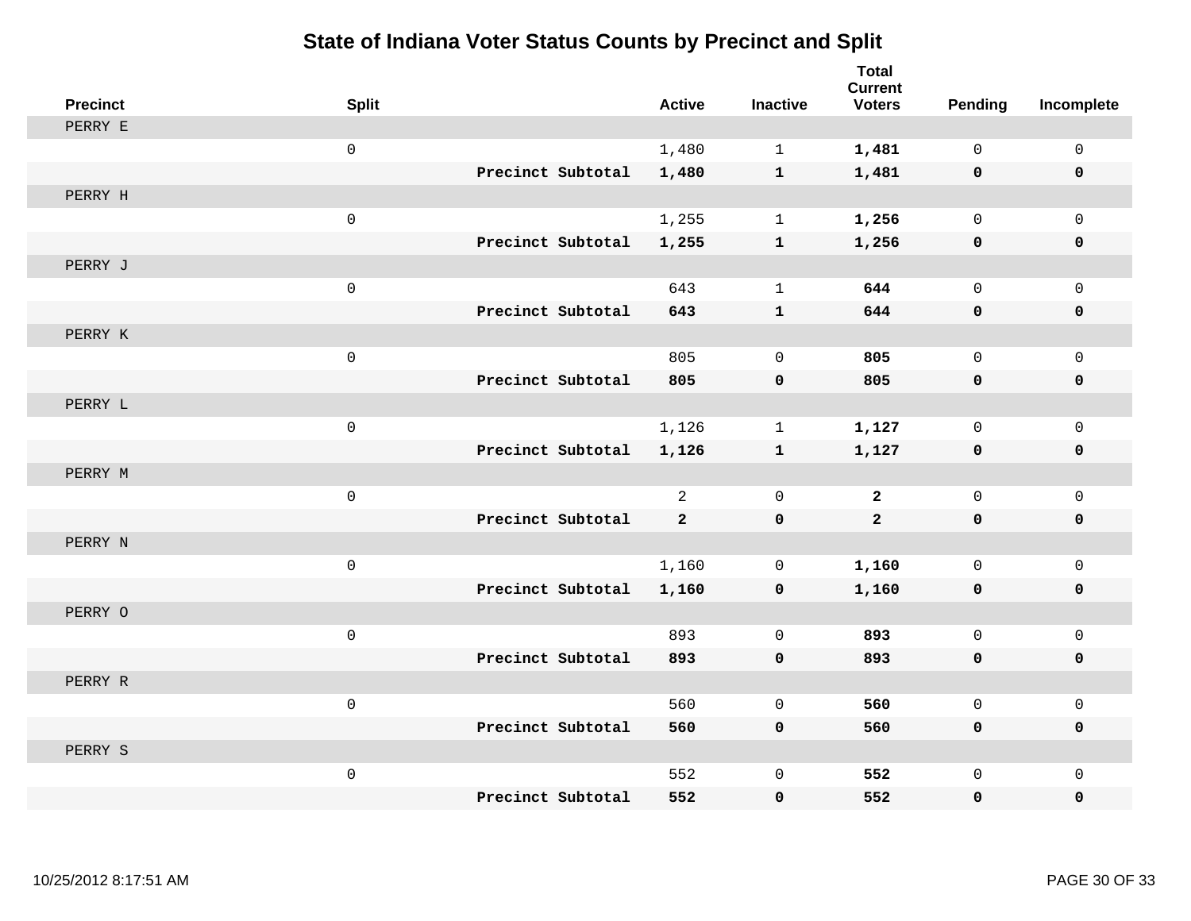# State of Indiana Voter Status Counts by Precinct and Split

| Precinct | Split | | Active | Inactive | Total Current Voters | Pending | Incomplete |
|---|---|---|---|---|---|---|---|
| PERRY E | | | | | | | |
| | 0 | | 1,480 | 1 | **1,481** | 0 | 0 |
| | | **Precinct Subtotal** | **1,480** | **1** | **1,481** | **0** | **0** |
| PERRY H | | | | | | | |
| | 0 | | 1,255 | 1 | **1,256** | 0 | 0 |
| | | **Precinct Subtotal** | **1,255** | **1** | **1,256** | **0** | **0** |
| PERRY J | | | | | | | |
| | 0 | | 643 | 1 | **644** | 0 | 0 |
| | | **Precinct Subtotal** | **643** | **1** | **644** | **0** | **0** |
| PERRY K | | | | | | | |
| | 0 | | 805 | 0 | **805** | 0 | 0 |
| | | **Precinct Subtotal** | **805** | **0** | **805** | **0** | **0** |
| PERRY L | | | | | | | |
| | 0 | | 1,126 | 1 | **1,127** | 0 | 0 |
| | | **Precinct Subtotal** | **1,126** | **1** | **1,127** | **0** | **0** |
| PERRY M | | | | | | | |
| | 0 | | 2 | 0 | **2** | 0 | 0 |
| | | **Precinct Subtotal** | **2** | **0** | **2** | **0** | **0** |
| PERRY N | | | | | | | |
| | 0 | | 1,160 | 0 | **1,160** | 0 | 0 |
| | | **Precinct Subtotal** | **1,160** | **0** | **1,160** | **0** | **0** |
| PERRY O | | | | | | | |
| | 0 | | 893 | 0 | **893** | 0 | 0 |
| | | **Precinct Subtotal** | **893** | **0** | **893** | **0** | **0** |
| PERRY R | | | | | | | |
| | 0 | | 560 | 0 | **560** | 0 | 0 |
| | | **Precinct Subtotal** | **560** | **0** | **560** | **0** | **0** |
| PERRY S | | | | | | | |
| | 0 | | 552 | 0 | **552** | 0 | 0 |
| | | **Precinct Subtotal** | **552** | **0** | **552** | **0** | **0** |

10/25/2012 8:17:51 AM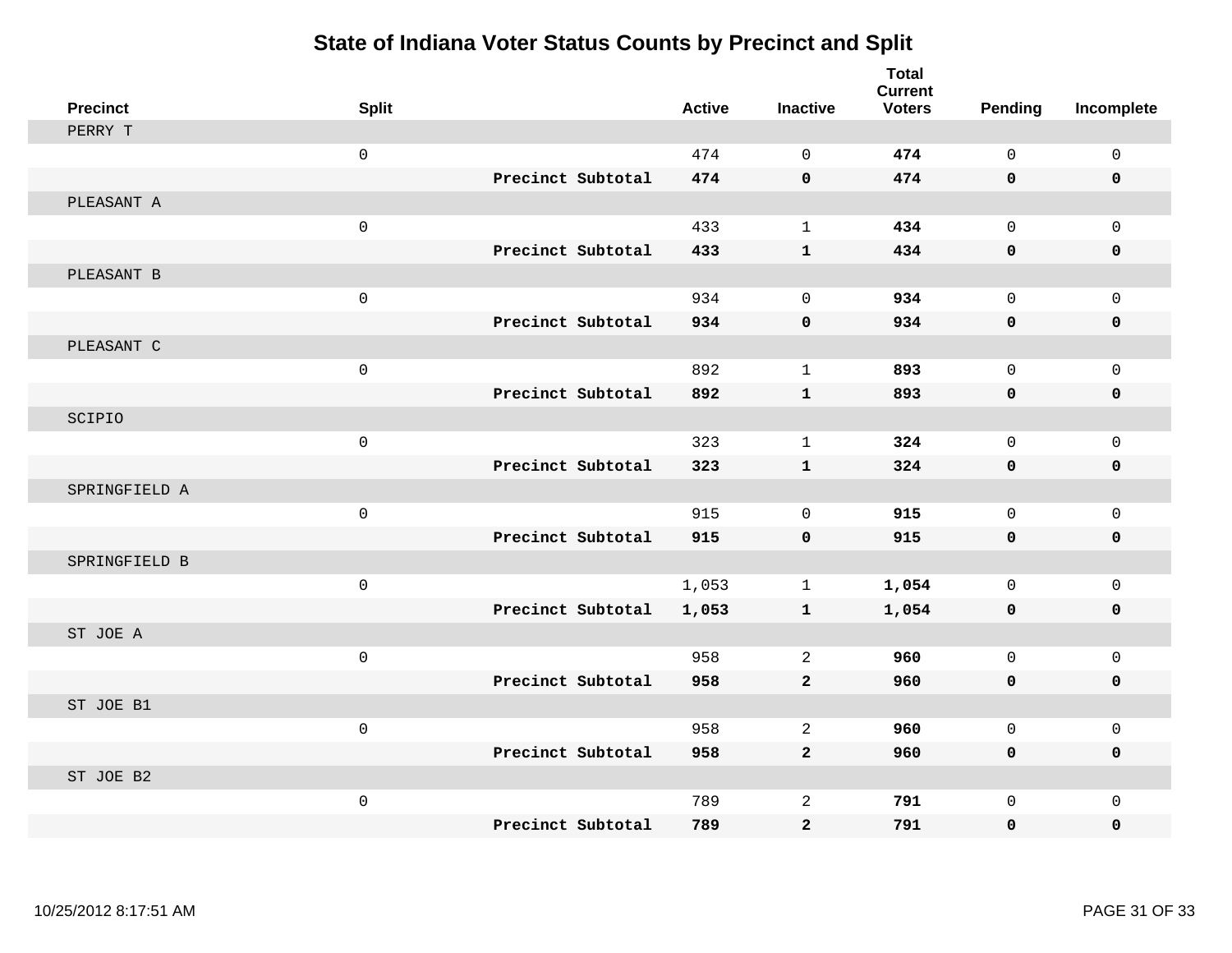# State of Indiana Voter Status Counts by Precinct and Split

| Precinct | Split | | Active | Inactive | Total Current Voters | Pending | Incomplete |
|---|---|---|---|---|---|---|---|
| PERRY T | | | | | | | |
| | 0 | | 474 | 0 | **474** | 0 | 0 |
| | | **Precinct Subtotal** | **474** | **0** | **474** | **0** | **0** |
| PLEASANT A | | | | | | | |
| | 0 | | 433 | 1 | **434** | 0 | 0 |
| | | **Precinct Subtotal** | **433** | **1** | **434** | **0** | **0** |
| PLEASANT B | | | | | | | |
| | 0 | | 934 | 0 | **934** | 0 | 0 |
| | | **Precinct Subtotal** | **934** | **0** | **934** | **0** | **0** |
| PLEASANT C | | | | | | | |
| | 0 | | 892 | 1 | **893** | 0 | 0 |
| | | **Precinct Subtotal** | **892** | **1** | **893** | **0** | **0** |
| SCIPIO | | | | | | | |
| | 0 | | 323 | 1 | **324** | 0 | 0 |
| | | **Precinct Subtotal** | **323** | **1** | **324** | **0** | **0** |
| SPRINGFIELD A | | | | | | | |
| | 0 | | 915 | 0 | **915** | 0 | 0 |
| | | **Precinct Subtotal** | **915** | **0** | **915** | **0** | **0** |
| SPRINGFIELD B | | | | | | | |
| | 0 | | 1,053 | 1 | **1,054** | 0 | 0 |
| | | **Precinct Subtotal** | **1,053** | **1** | **1,054** | **0** | **0** |
| ST JOE A | | | | | | | |
| | 0 | | 958 | 2 | **960** | 0 | 0 |
| | | **Precinct Subtotal** | **958** | **2** | **960** | **0** | **0** |
| ST JOE B1 | | | | | | | |
| | 0 | | 958 | 2 | **960** | 0 | 0 |
| | | **Precinct Subtotal** | **958** | **2** | **960** | **0** | **0** |
| ST JOE B2 | | | | | | | |
| | 0 | | 789 | 2 | **791** | 0 | 0 |
| | | **Precinct Subtotal** | **789** | **2** | **791** | **0** | **0** |

10/25/2012 8:17:51 AM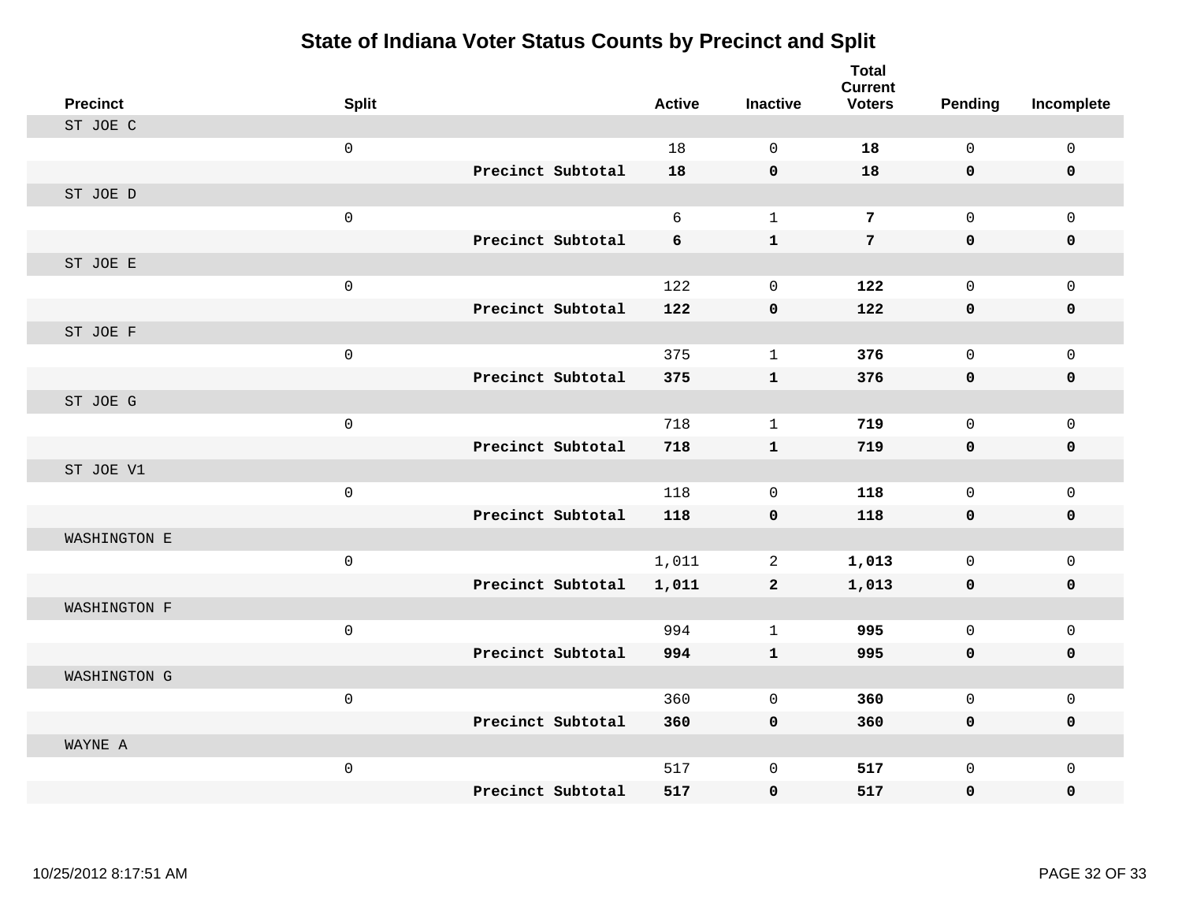# State of Indiana Voter Status Counts by Precinct and Split

| Precinct | Split | | Active | Inactive | Total Current Voters | Pending | Incomplete |
|---|---|---|---|---|---|---|---|
| ST JOE C | | | | | | | |
| | 0 | | 18 | 0 | **18** | 0 | 0 |
| | | **Precinct Subtotal** | **18** | **0** | **18** | **0** | **0** |
| ST JOE D | | | | | | | |
| | 0 | | 6 | 1 | **7** | 0 | 0 |
| | | **Precinct Subtotal** | **6** | **1** | **7** | **0** | **0** |
| ST JOE E | | | | | | | |
| | 0 | | 122 | 0 | **122** | 0 | 0 |
| | | **Precinct Subtotal** | **122** | **0** | **122** | **0** | **0** |
| ST JOE F | | | | | | | |
| | 0 | | 375 | 1 | **376** | 0 | 0 |
| | | **Precinct Subtotal** | **375** | **1** | **376** | **0** | **0** |
| ST JOE G | | | | | | | |
| | 0 | | 718 | 1 | **719** | 0 | 0 |
| | | **Precinct Subtotal** | **718** | **1** | **719** | **0** | **0** |
| ST JOE V1 | | | | | | | |
| | 0 | | 118 | 0 | **118** | 0 | 0 |
| | | **Precinct Subtotal** | **118** | **0** | **118** | **0** | **0** |
| WASHINGTON E | | | | | | | |
| | 0 | | 1,011 | 2 | **1,013** | 0 | 0 |
| | | **Precinct Subtotal** | **1,011** | **2** | **1,013** | **0** | **0** |
| WASHINGTON F | | | | | | | |
| | 0 | | 994 | 1 | **995** | 0 | 0 |
| | | **Precinct Subtotal** | **994** | **1** | **995** | **0** | **0** |
| WASHINGTON G | | | | | | | |
| | 0 | | 360 | 0 | **360** | 0 | 0 |
| | | **Precinct Subtotal** | **360** | **0** | **360** | **0** | **0** |
| WAYNE A | | | | | | | |
| | 0 | | 517 | 0 | **517** | 0 | 0 |
| | | **Precinct Subtotal** | **517** | **0** | **517** | **0** | **0** |

10/25/2012 8:17:51 AM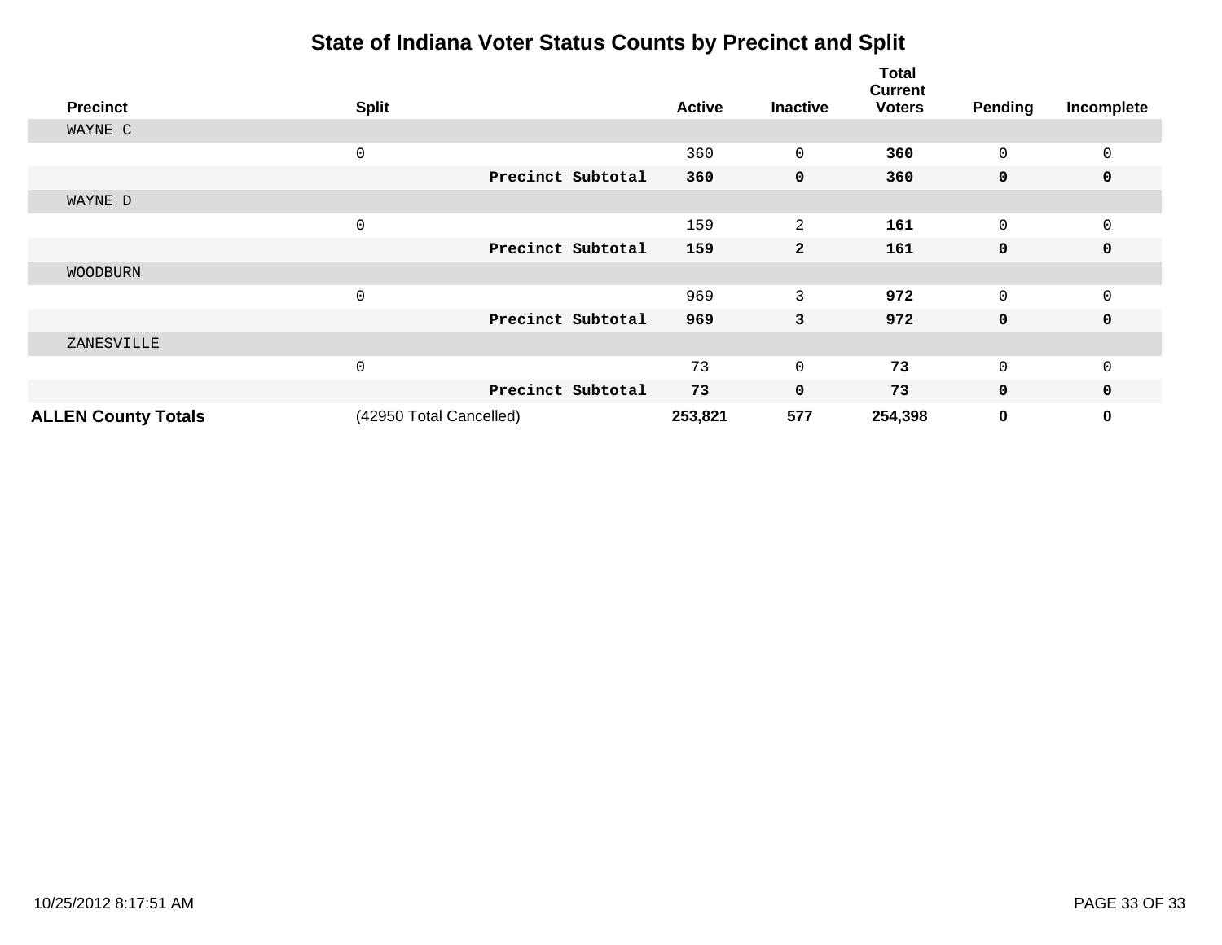# State of Indiana Voter Status Counts by Precinct and Split

| Precinct | Split | | Active | Inactive | Total Current Voters | Pending | Incomplete |
|---|---|---|---|---|---|---|---|
| WAYNE C | | | | | | | |
| | 0 | | 360 | 0 | **360** | 0 | 0 |
| | | **Precinct Subtotal** | **360** | **0** | **360** | **0** | **0** |
| WAYNE D | | | | | | | |
| | 0 | | 159 | 2 | **161** | 0 | 0 |
| | | **Precinct Subtotal** | **159** | **2** | **161** | **0** | **0** |
| WOODBURN | | | | | | | |
| | 0 | | 969 | 3 | **972** | 0 | 0 |
| | | **Precinct Subtotal** | **969** | **3** | **972** | **0** | **0** |
| ZANESVILLE | | | | | | | |
| | 0 | | 73 | 0 | **73** | 0 | 0 |
| | | **Precinct Subtotal** | **73** | **0** | **73** | **0** | **0** |
| **ALLEN County Totals** | (42950 Total Cancelled) | | **253,821** | **577** | **254,398** | **0** | **0** |

10/25/2012 8:17:51 AM